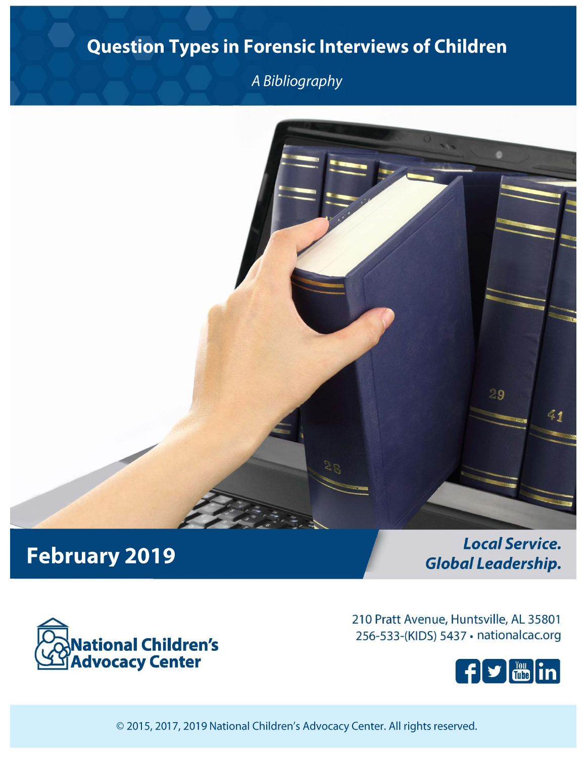# Question Types in Forensic Interviews of Children

*A Bibliography*

## February 2019

***Local Service. Global Leadership.***

National Children's Advocacy Center

210 Pratt Avenue, Huntsville, AL 35801
256-533-(KIDS) 5437 • nationalcac.org

© 2015, 2017, 2019 National Children's Advocacy Center. All rights reserved.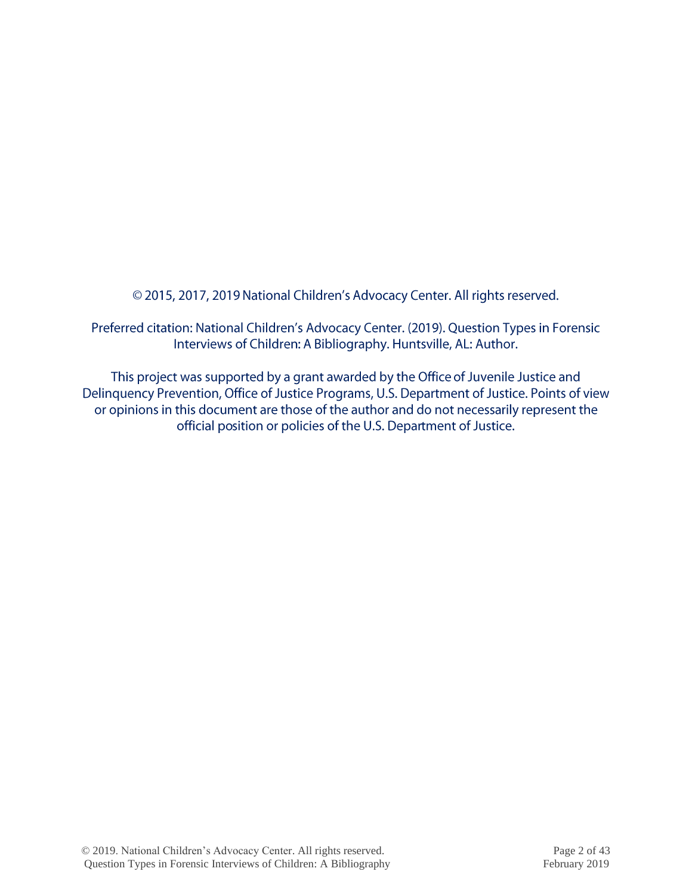© 2015, 2017, 2019 National Children's Advocacy Center. All rights reserved.

Preferred citation: National Children's Advocacy Center. (2019). Question Types in Forensic Interviews of Children: A Bibliography. Huntsville, AL: Author.

This project was supported by a grant awarded by the Office of Juvenile Justice and Delinquency Prevention, Office of Justice Programs, U.S. Department of Justice. Points of view or opinions in this document are those of the author and do not necessarily represent the official position or policies of the U.S. Department of Justice.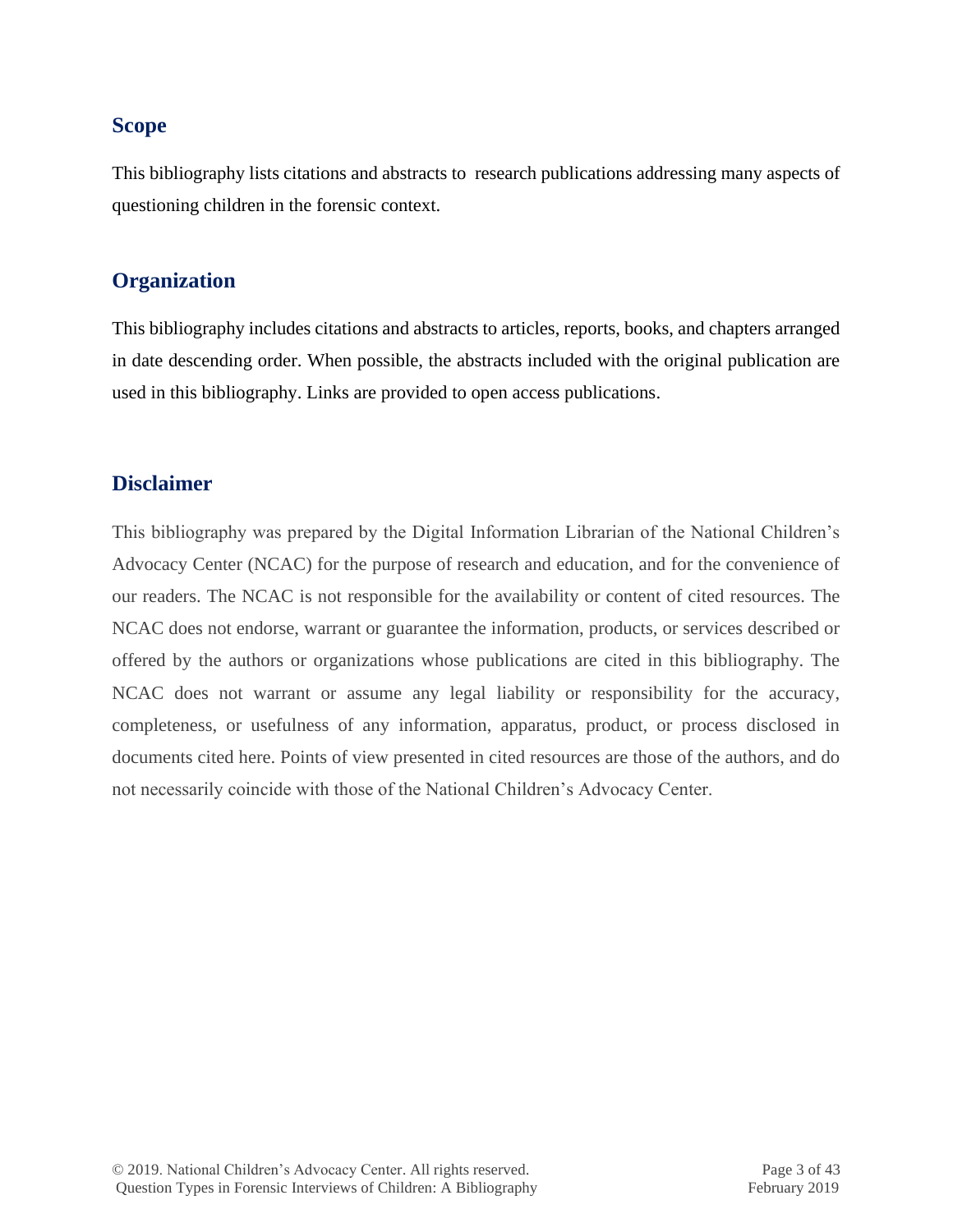## Scope

This bibliography lists citations and abstracts to research publications addressing many aspects of questioning children in the forensic context.

## Organization

This bibliography includes citations and abstracts to articles, reports, books, and chapters arranged in date descending order. When possible, the abstracts included with the original publication are used in this bibliography. Links are provided to open access publications.

## Disclaimer

This bibliography was prepared by the Digital Information Librarian of the National Children's Advocacy Center (NCAC) for the purpose of research and education, and for the convenience of our readers. The NCAC is not responsible for the availability or content of cited resources. The NCAC does not endorse, warrant or guarantee the information, products, or services described or offered by the authors or organizations whose publications are cited in this bibliography. The NCAC does not warrant or assume any legal liability or responsibility for the accuracy, completeness, or usefulness of any information, apparatus, product, or process disclosed in documents cited here. Points of view presented in cited resources are those of the authors, and do not necessarily coincide with those of the National Children's Advocacy Center.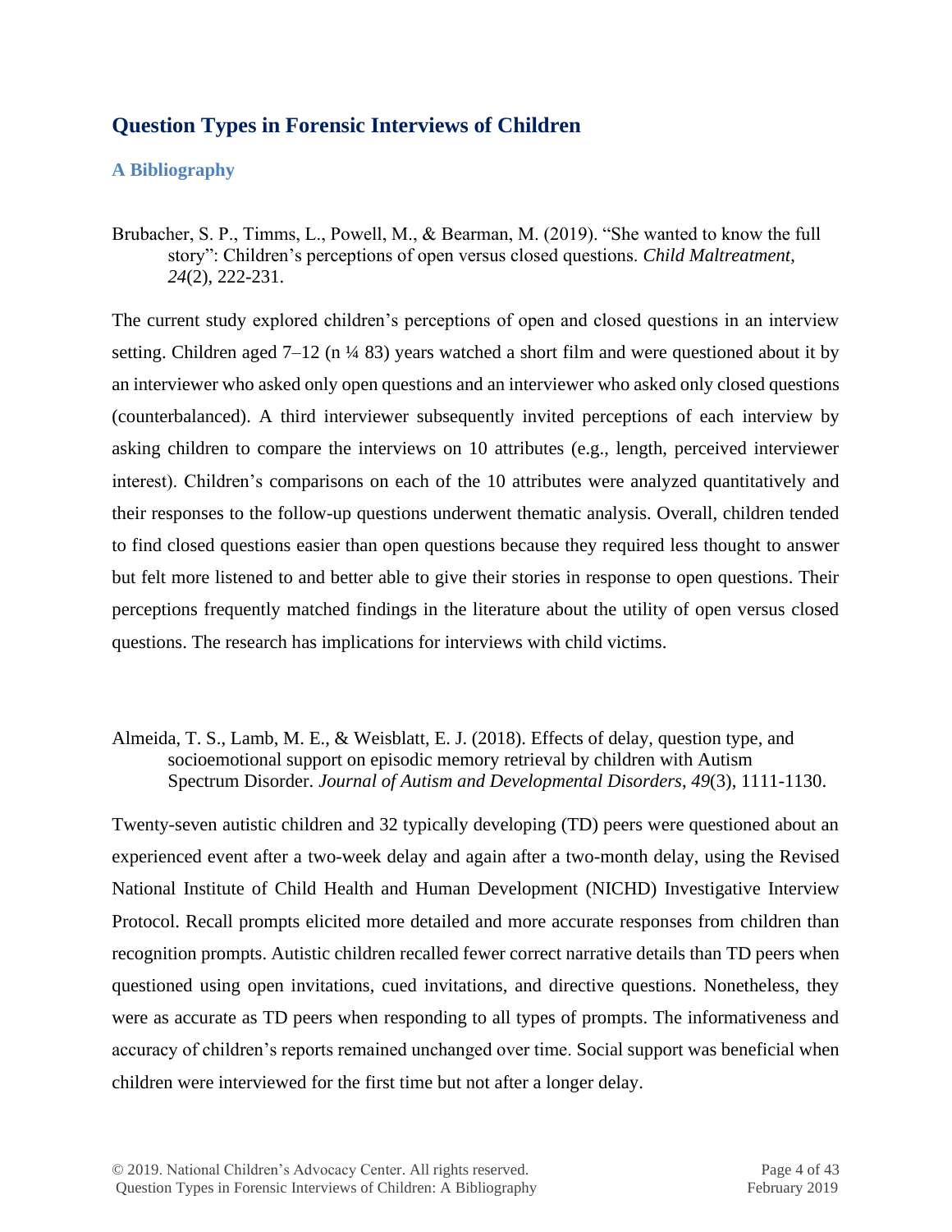## Question Types in Forensic Interviews of Children

### A Bibliography

Brubacher, S. P., Timms, L., Powell, M., & Bearman, M. (2019). "She wanted to know the full story": Children's perceptions of open versus closed questions. *Child Maltreatment*, *24*(2), 222-231.

The current study explored children's perceptions of open and closed questions in an interview setting. Children aged 7–12 (n ¼ 83) years watched a short film and were questioned about it by an interviewer who asked only open questions and an interviewer who asked only closed questions (counterbalanced). A third interviewer subsequently invited perceptions of each interview by asking children to compare the interviews on 10 attributes (e.g., length, perceived interviewer interest). Children's comparisons on each of the 10 attributes were analyzed quantitatively and their responses to the follow-up questions underwent thematic analysis. Overall, children tended to find closed questions easier than open questions because they required less thought to answer but felt more listened to and better able to give their stories in response to open questions. Their perceptions frequently matched findings in the literature about the utility of open versus closed questions. The research has implications for interviews with child victims.

Almeida, T. S., Lamb, M. E., & Weisblatt, E. J. (2018). Effects of delay, question type, and socioemotional support on episodic memory retrieval by children with Autism Spectrum Disorder. *Journal of Autism and Developmental Disorders*, *49*(3), 1111-1130.

Twenty-seven autistic children and 32 typically developing (TD) peers were questioned about an experienced event after a two-week delay and again after a two-month delay, using the Revised National Institute of Child Health and Human Development (NICHD) Investigative Interview Protocol. Recall prompts elicited more detailed and more accurate responses from children than recognition prompts. Autistic children recalled fewer correct narrative details than TD peers when questioned using open invitations, cued invitations, and directive questions. Nonetheless, they were as accurate as TD peers when responding to all types of prompts. The informativeness and accuracy of children's reports remained unchanged over time. Social support was beneficial when children were interviewed for the first time but not after a longer delay.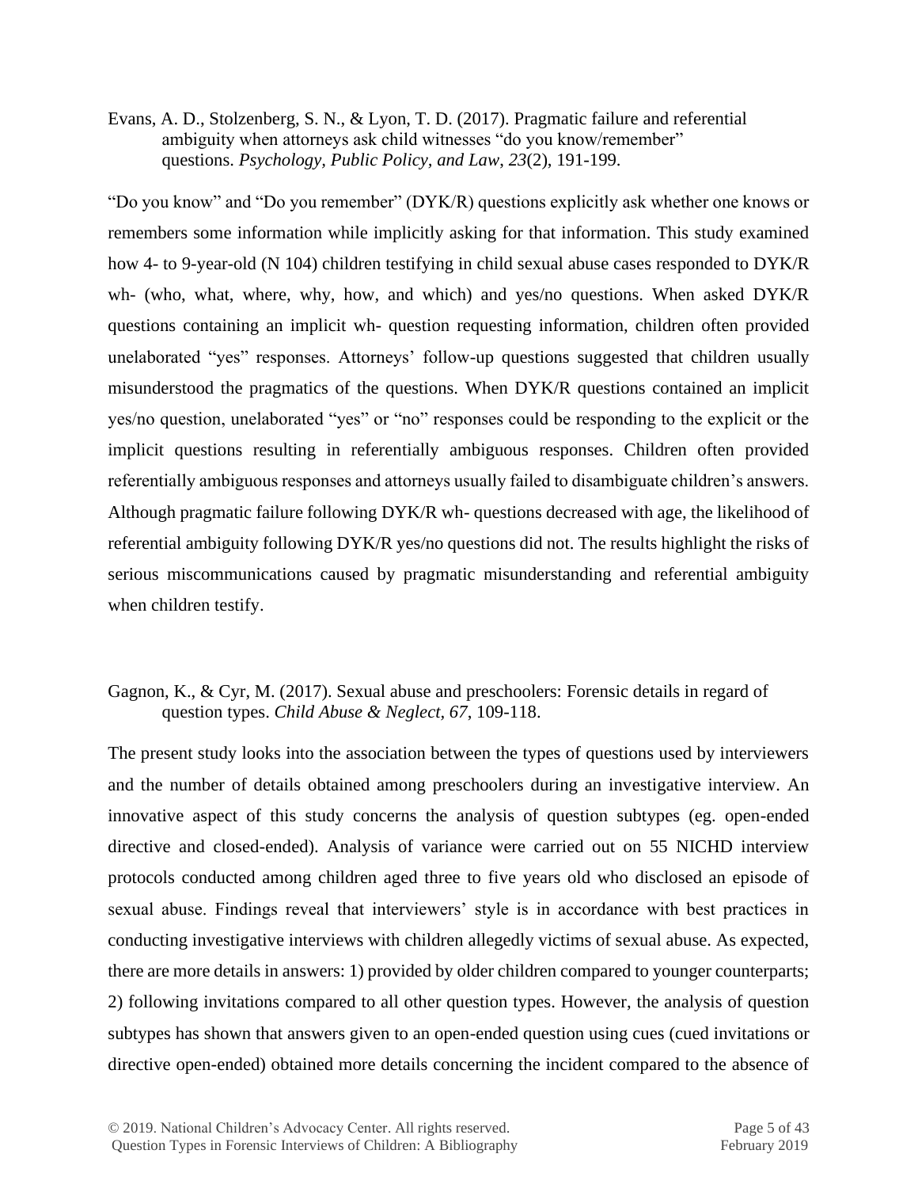Evans, A. D., Stolzenberg, S. N., & Lyon, T. D. (2017). Pragmatic failure and referential ambiguity when attorneys ask child witnesses "do you know/remember" questions. *Psychology, Public Policy, and Law, 23*(2), 191-199.

"Do you know" and "Do you remember" (DYK/R) questions explicitly ask whether one knows or remembers some information while implicitly asking for that information. This study examined how 4- to 9-year-old (N 104) children testifying in child sexual abuse cases responded to DYK/R wh- (who, what, where, why, how, and which) and yes/no questions. When asked DYK/R questions containing an implicit wh- question requesting information, children often provided unelaborated "yes" responses. Attorneys' follow-up questions suggested that children usually misunderstood the pragmatics of the questions. When DYK/R questions contained an implicit yes/no question, unelaborated "yes" or "no" responses could be responding to the explicit or the implicit questions resulting in referentially ambiguous responses. Children often provided referentially ambiguous responses and attorneys usually failed to disambiguate children's answers. Although pragmatic failure following DYK/R wh- questions decreased with age, the likelihood of referential ambiguity following DYK/R yes/no questions did not. The results highlight the risks of serious miscommunications caused by pragmatic misunderstanding and referential ambiguity when children testify.

Gagnon, K., & Cyr, M. (2017). Sexual abuse and preschoolers: Forensic details in regard of question types. *Child Abuse & Neglect, 67*, 109-118.

The present study looks into the association between the types of questions used by interviewers and the number of details obtained among preschoolers during an investigative interview. An innovative aspect of this study concerns the analysis of question subtypes (eg. open-ended directive and closed-ended). Analysis of variance were carried out on 55 NICHD interview protocols conducted among children aged three to five years old who disclosed an episode of sexual abuse. Findings reveal that interviewers' style is in accordance with best practices in conducting investigative interviews with children allegedly victims of sexual abuse. As expected, there are more details in answers: 1) provided by older children compared to younger counterparts; 2) following invitations compared to all other question types. However, the analysis of question subtypes has shown that answers given to an open-ended question using cues (cued invitations or directive open-ended) obtained more details concerning the incident compared to the absence of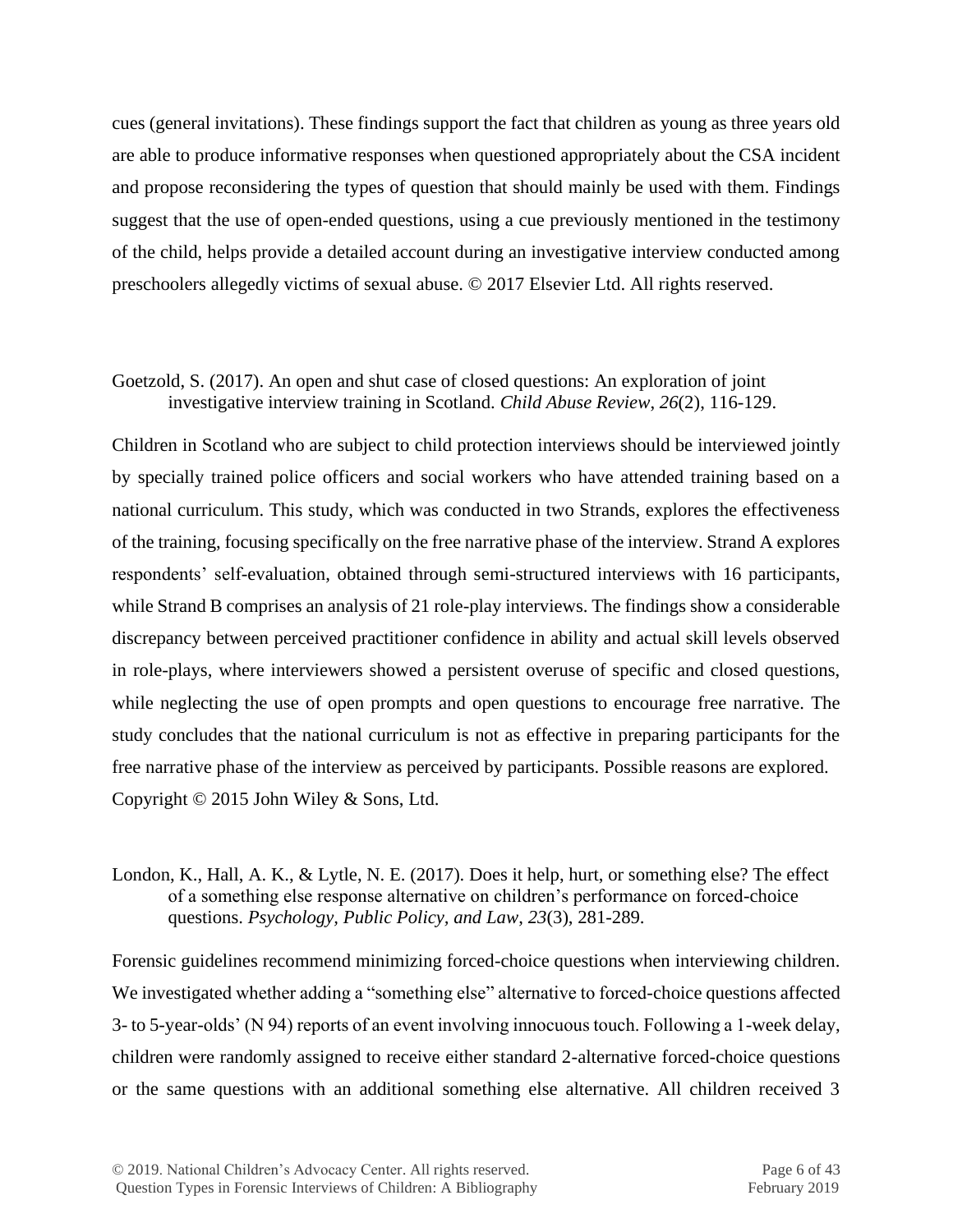cues (general invitations). These findings support the fact that children as young as three years old are able to produce informative responses when questioned appropriately about the CSA incident and propose reconsidering the types of question that should mainly be used with them. Findings suggest that the use of open-ended questions, using a cue previously mentioned in the testimony of the child, helps provide a detailed account during an investigative interview conducted among preschoolers allegedly victims of sexual abuse. © 2017 Elsevier Ltd. All rights reserved.

Goetzold, S. (2017). An open and shut case of closed questions: An exploration of joint investigative interview training in Scotland. *Child Abuse Review*, *26*(2), 116-129.

Children in Scotland who are subject to child protection interviews should be interviewed jointly by specially trained police officers and social workers who have attended training based on a national curriculum. This study, which was conducted in two Strands, explores the effectiveness of the training, focusing specifically on the free narrative phase of the interview. Strand A explores respondents' self-evaluation, obtained through semi-structured interviews with 16 participants, while Strand B comprises an analysis of 21 role-play interviews. The findings show a considerable discrepancy between perceived practitioner confidence in ability and actual skill levels observed in role-plays, where interviewers showed a persistent overuse of specific and closed questions, while neglecting the use of open prompts and open questions to encourage free narrative. The study concludes that the national curriculum is not as effective in preparing participants for the free narrative phase of the interview as perceived by participants. Possible reasons are explored. Copyright © 2015 John Wiley & Sons, Ltd.

London, K., Hall, A. K., & Lytle, N. E. (2017). Does it help, hurt, or something else? The effect of a something else response alternative on children's performance on forced-choice questions. *Psychology, Public Policy, and Law*, *23*(3), 281-289.

Forensic guidelines recommend minimizing forced-choice questions when interviewing children. We investigated whether adding a "something else" alternative to forced-choice questions affected 3- to 5-year-olds' (N 94) reports of an event involving innocuous touch. Following a 1-week delay, children were randomly assigned to receive either standard 2-alternative forced-choice questions or the same questions with an additional something else alternative. All children received 3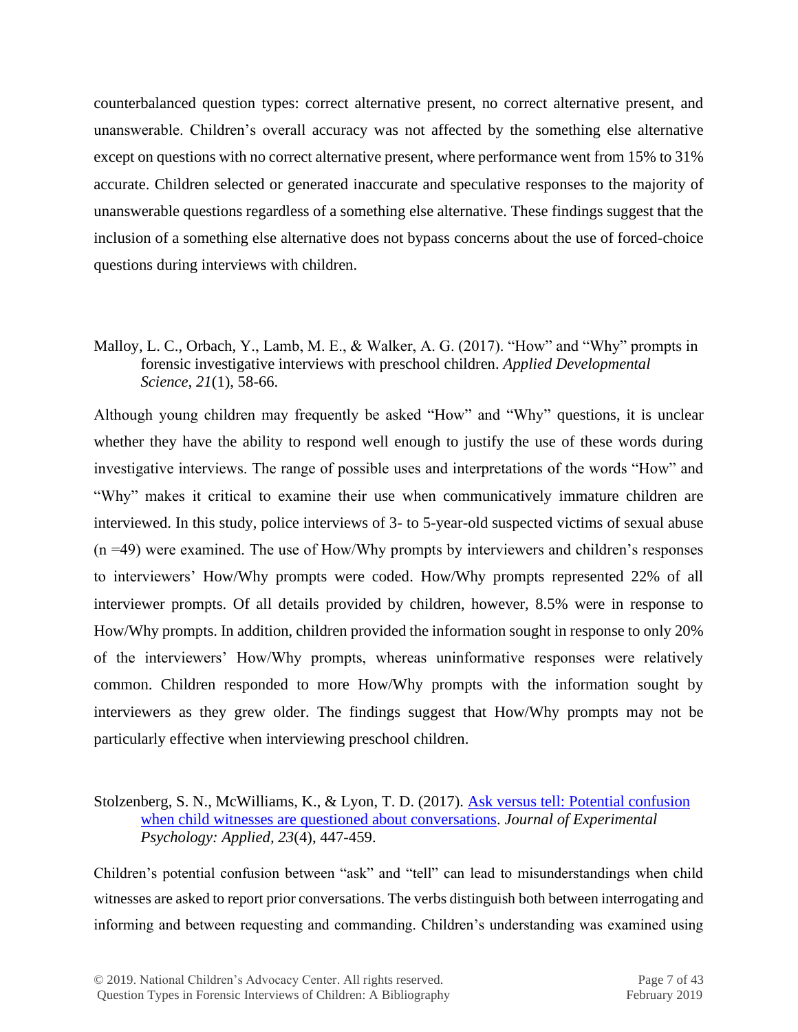counterbalanced question types: correct alternative present, no correct alternative present, and unanswerable. Children's overall accuracy was not affected by the something else alternative except on questions with no correct alternative present, where performance went from 15% to 31% accurate. Children selected or generated inaccurate and speculative responses to the majority of unanswerable questions regardless of a something else alternative. These findings suggest that the inclusion of a something else alternative does not bypass concerns about the use of forced-choice questions during interviews with children.

Malloy, L. C., Orbach, Y., Lamb, M. E., & Walker, A. G. (2017). "How" and "Why" prompts in forensic investigative interviews with preschool children. *Applied Developmental Science, 21*(1), 58-66.

Although young children may frequently be asked "How" and "Why" questions, it is unclear whether they have the ability to respond well enough to justify the use of these words during investigative interviews. The range of possible uses and interpretations of the words "How" and "Why" makes it critical to examine their use when communicatively immature children are interviewed. In this study, police interviews of 3- to 5-year-old suspected victims of sexual abuse (n =49) were examined. The use of How/Why prompts by interviewers and children's responses to interviewers' How/Why prompts were coded. How/Why prompts represented 22% of all interviewer prompts. Of all details provided by children, however, 8.5% were in response to How/Why prompts. In addition, children provided the information sought in response to only 20% of the interviewers' How/Why prompts, whereas uninformative responses were relatively common. Children responded to more How/Why prompts with the information sought by interviewers as they grew older. The findings suggest that How/Why prompts may not be particularly effective when interviewing preschool children.

Stolzenberg, S. N., McWilliams, K., & Lyon, T. D. (2017). Ask versus tell: Potential confusion when child witnesses are questioned about conversations. *Journal of Experimental Psychology: Applied, 23*(4), 447-459.

Children's potential confusion between "ask" and "tell" can lead to misunderstandings when child witnesses are asked to report prior conversations. The verbs distinguish both between interrogating and informing and between requesting and commanding. Children's understanding was examined using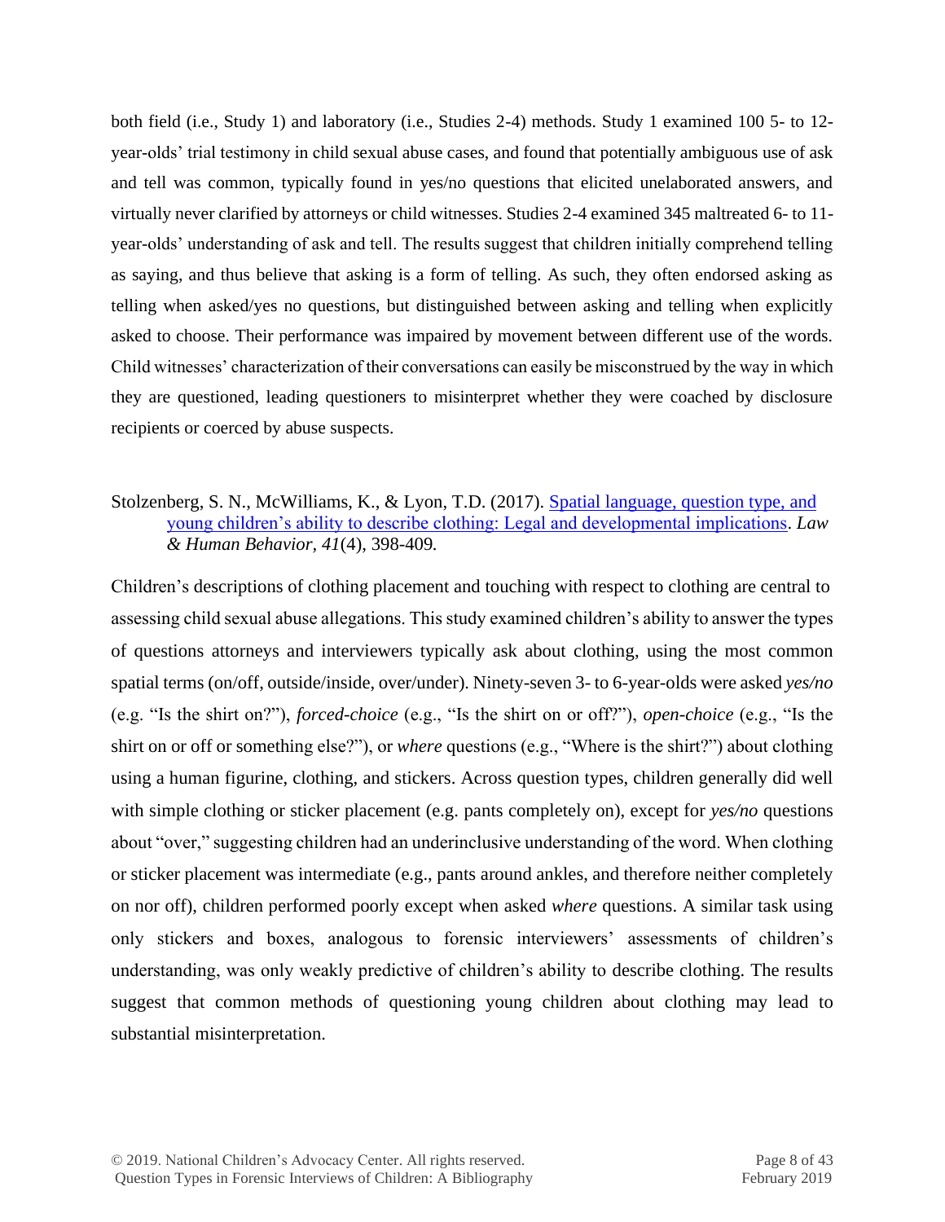both field (i.e., Study 1) and laboratory (i.e., Studies 2-4) methods. Study 1 examined 100 5- to 12-year-olds' trial testimony in child sexual abuse cases, and found that potentially ambiguous use of ask and tell was common, typically found in yes/no questions that elicited unelaborated answers, and virtually never clarified by attorneys or child witnesses. Studies 2-4 examined 345 maltreated 6- to 11-year-olds' understanding of ask and tell. The results suggest that children initially comprehend telling as saying, and thus believe that asking is a form of telling. As such, they often endorsed asking as telling when asked/yes no questions, but distinguished between asking and telling when explicitly asked to choose. Their performance was impaired by movement between different use of the words. Child witnesses' characterization of their conversations can easily be misconstrued by the way in which they are questioned, leading questioners to misinterpret whether they were coached by disclosure recipients or coerced by abuse suspects.

Stolzenberg, S. N., McWilliams, K., & Lyon, T.D. (2017). Spatial language, question type, and young children's ability to describe clothing: Legal and developmental implications. *Law & Human Behavior, 41*(4), 398-409.

Children's descriptions of clothing placement and touching with respect to clothing are central to assessing child sexual abuse allegations. This study examined children's ability to answer the types of questions attorneys and interviewers typically ask about clothing, using the most common spatial terms (on/off, outside/inside, over/under). Ninety-seven 3- to 6-year-olds were asked *yes/no* (e.g. "Is the shirt on?"), *forced-choice* (e.g., "Is the shirt on or off?"), *open-choice* (e.g., "Is the shirt on or off or something else?"), or *where* questions (e.g., "Where is the shirt?") about clothing using a human figurine, clothing, and stickers. Across question types, children generally did well with simple clothing or sticker placement (e.g. pants completely on), except for *yes/no* questions about "over," suggesting children had an underinclusive understanding of the word. When clothing or sticker placement was intermediate (e.g., pants around ankles, and therefore neither completely on nor off), children performed poorly except when asked *where* questions. A similar task using only stickers and boxes, analogous to forensic interviewers' assessments of children's understanding, was only weakly predictive of children's ability to describe clothing. The results suggest that common methods of questioning young children about clothing may lead to substantial misinterpretation.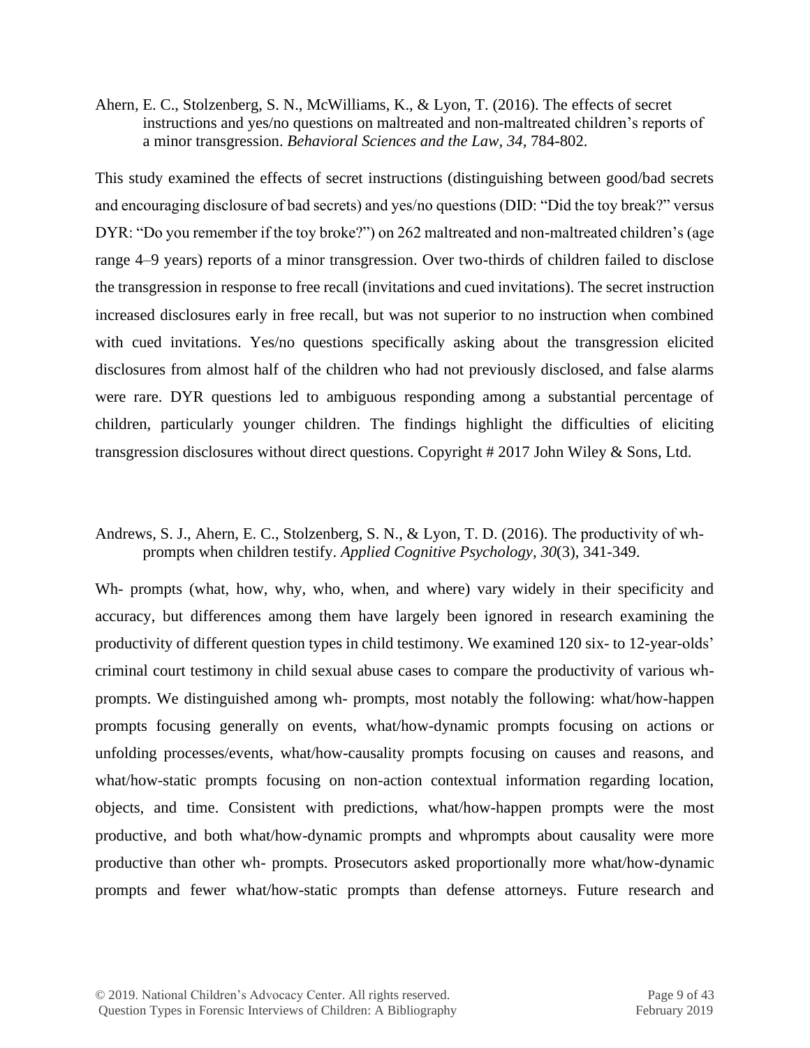Ahern, E. C., Stolzenberg, S. N., McWilliams, K., & Lyon, T. (2016). The effects of secret instructions and yes/no questions on maltreated and non-maltreated children's reports of a minor transgression. *Behavioral Sciences and the Law, 34,* 784-802.

This study examined the effects of secret instructions (distinguishing between good/bad secrets and encouraging disclosure of bad secrets) and yes/no questions (DID: "Did the toy break?" versus DYR: "Do you remember if the toy broke?") on 262 maltreated and non-maltreated children's (age range 4–9 years) reports of a minor transgression. Over two-thirds of children failed to disclose the transgression in response to free recall (invitations and cued invitations). The secret instruction increased disclosures early in free recall, but was not superior to no instruction when combined with cued invitations. Yes/no questions specifically asking about the transgression elicited disclosures from almost half of the children who had not previously disclosed, and false alarms were rare. DYR questions led to ambiguous responding among a substantial percentage of children, particularly younger children. The findings highlight the difficulties of eliciting transgression disclosures without direct questions. Copyright # 2017 John Wiley & Sons, Ltd.

Andrews, S. J., Ahern, E. C., Stolzenberg, S. N., & Lyon, T. D. (2016). The productivity of wh-prompts when children testify. *Applied Cognitive Psychology, 30*(3), 341-349.

Wh- prompts (what, how, why, who, when, and where) vary widely in their specificity and accuracy, but differences among them have largely been ignored in research examining the productivity of different question types in child testimony. We examined 120 six- to 12-year-olds' criminal court testimony in child sexual abuse cases to compare the productivity of various wh-prompts. We distinguished among wh- prompts, most notably the following: what/how-happen prompts focusing generally on events, what/how-dynamic prompts focusing on actions or unfolding processes/events, what/how-causality prompts focusing on causes and reasons, and what/how-static prompts focusing on non-action contextual information regarding location, objects, and time. Consistent with predictions, what/how-happen prompts were the most productive, and both what/how-dynamic prompts and whprompts about causality were more productive than other wh- prompts. Prosecutors asked proportionally more what/how-dynamic prompts and fewer what/how-static prompts than defense attorneys. Future research and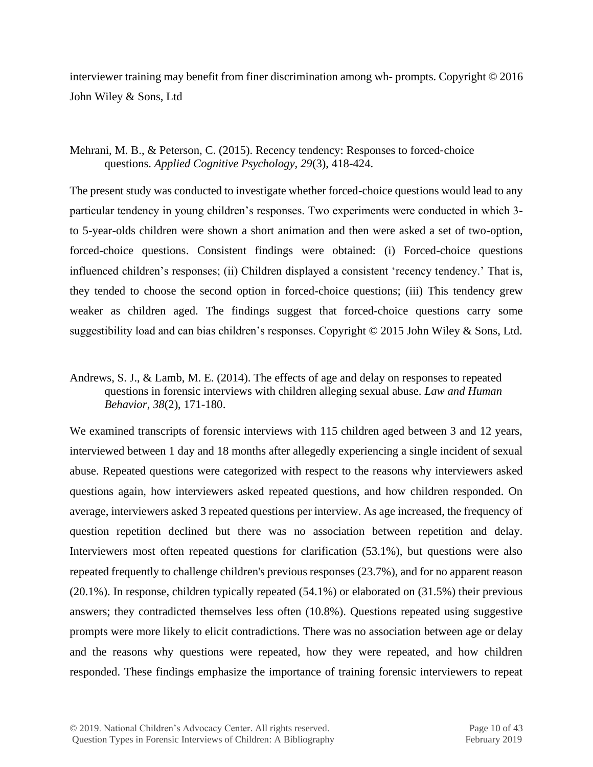interviewer training may benefit from finer discrimination among wh- prompts. Copyright © 2016 John Wiley & Sons, Ltd

Mehrani, M. B., & Peterson, C. (2015). Recency tendency: Responses to forced-choice questions. *Applied Cognitive Psychology*, *29*(3), 418-424.

The present study was conducted to investigate whether forced-choice questions would lead to any particular tendency in young children's responses. Two experiments were conducted in which 3- to 5-year-olds children were shown a short animation and then were asked a set of two-option, forced-choice questions. Consistent findings were obtained: (i) Forced-choice questions influenced children's responses; (ii) Children displayed a consistent 'recency tendency.' That is, they tended to choose the second option in forced-choice questions; (iii) This tendency grew weaker as children aged. The findings suggest that forced-choice questions carry some suggestibility load and can bias children's responses. Copyright © 2015 John Wiley & Sons, Ltd.

Andrews, S. J., & Lamb, M. E. (2014). The effects of age and delay on responses to repeated questions in forensic interviews with children alleging sexual abuse. *Law and Human Behavior*, *38*(2), 171-180.

We examined transcripts of forensic interviews with 115 children aged between 3 and 12 years, interviewed between 1 day and 18 months after allegedly experiencing a single incident of sexual abuse. Repeated questions were categorized with respect to the reasons why interviewers asked questions again, how interviewers asked repeated questions, and how children responded. On average, interviewers asked 3 repeated questions per interview. As age increased, the frequency of question repetition declined but there was no association between repetition and delay. Interviewers most often repeated questions for clarification (53.1%), but questions were also repeated frequently to challenge children's previous responses (23.7%), and for no apparent reason (20.1%). In response, children typically repeated (54.1%) or elaborated on (31.5%) their previous answers; they contradicted themselves less often (10.8%). Questions repeated using suggestive prompts were more likely to elicit contradictions. There was no association between age or delay and the reasons why questions were repeated, how they were repeated, and how children responded. These findings emphasize the importance of training forensic interviewers to repeat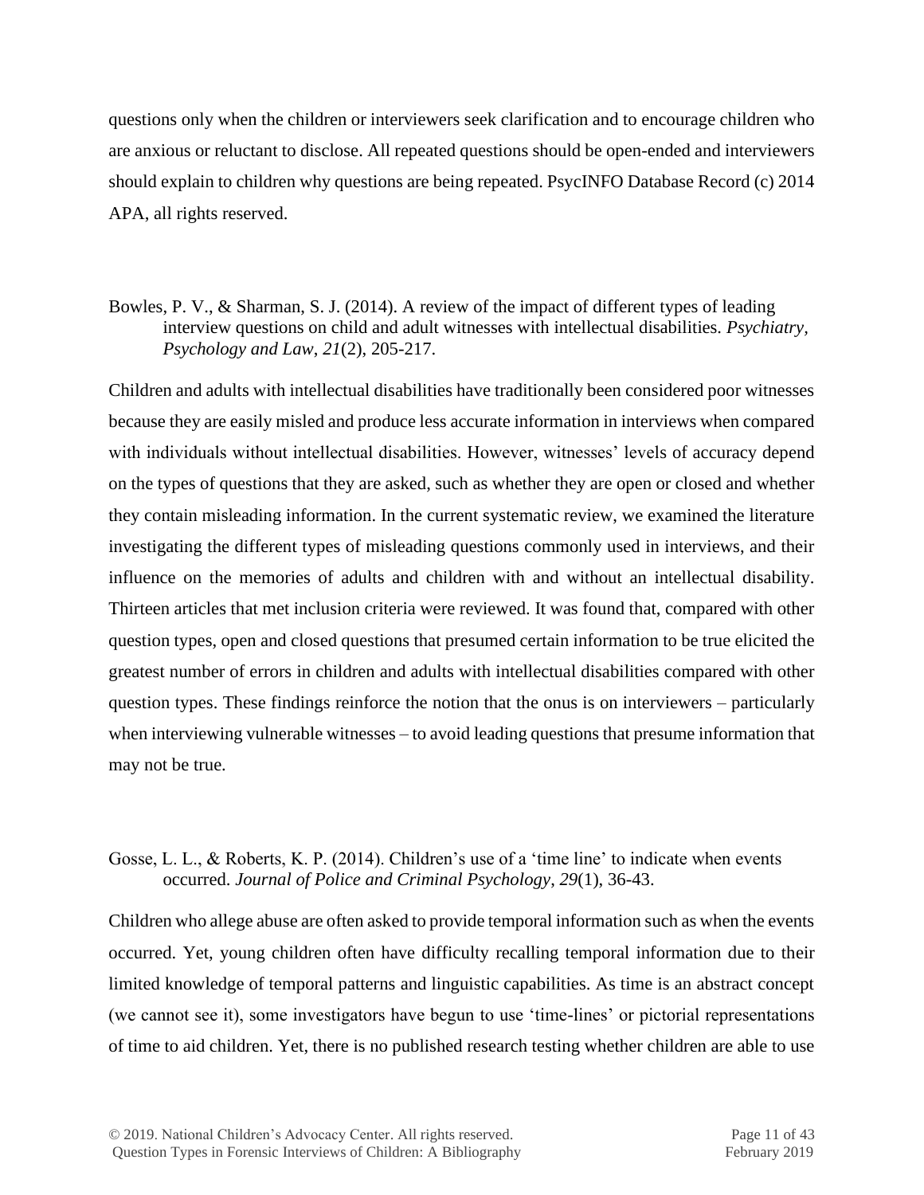questions only when the children or interviewers seek clarification and to encourage children who are anxious or reluctant to disclose. All repeated questions should be open-ended and interviewers should explain to children why questions are being repeated. PsycINFO Database Record (c) 2014 APA, all rights reserved.

Bowles, P. V., & Sharman, S. J. (2014). A review of the impact of different types of leading interview questions on child and adult witnesses with intellectual disabilities. *Psychiatry, Psychology and Law*, *21*(2), 205-217.

Children and adults with intellectual disabilities have traditionally been considered poor witnesses because they are easily misled and produce less accurate information in interviews when compared with individuals without intellectual disabilities. However, witnesses' levels of accuracy depend on the types of questions that they are asked, such as whether they are open or closed and whether they contain misleading information. In the current systematic review, we examined the literature investigating the different types of misleading questions commonly used in interviews, and their influence on the memories of adults and children with and without an intellectual disability. Thirteen articles that met inclusion criteria were reviewed. It was found that, compared with other question types, open and closed questions that presumed certain information to be true elicited the greatest number of errors in children and adults with intellectual disabilities compared with other question types. These findings reinforce the notion that the onus is on interviewers – particularly when interviewing vulnerable witnesses – to avoid leading questions that presume information that may not be true.

Gosse, L. L., & Roberts, K. P. (2014). Children's use of a 'time line' to indicate when events occurred. *Journal of Police and Criminal Psychology*, *29*(1), 36-43.

Children who allege abuse are often asked to provide temporal information such as when the events occurred. Yet, young children often have difficulty recalling temporal information due to their limited knowledge of temporal patterns and linguistic capabilities. As time is an abstract concept (we cannot see it), some investigators have begun to use 'time-lines' or pictorial representations of time to aid children. Yet, there is no published research testing whether children are able to use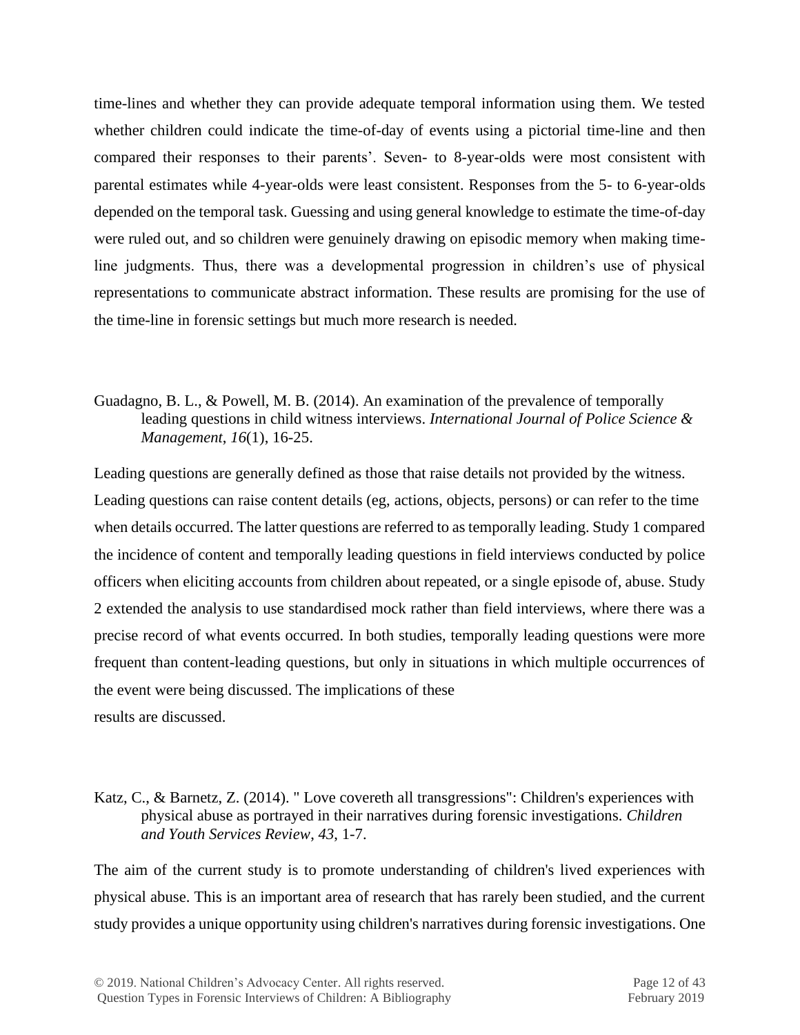time-lines and whether they can provide adequate temporal information using them. We tested whether children could indicate the time-of-day of events using a pictorial time-line and then compared their responses to their parents'. Seven- to 8-year-olds were most consistent with parental estimates while 4-year-olds were least consistent. Responses from the 5- to 6-year-olds depended on the temporal task. Guessing and using general knowledge to estimate the time-of-day were ruled out, and so children were genuinely drawing on episodic memory when making time-line judgments. Thus, there was a developmental progression in children's use of physical representations to communicate abstract information. These results are promising for the use of the time-line in forensic settings but much more research is needed.

Guadagno, B. L., & Powell, M. B. (2014). An examination of the prevalence of temporally leading questions in child witness interviews. *International Journal of Police Science & Management*, *16*(1), 16-25.

Leading questions are generally defined as those that raise details not provided by the witness. Leading questions can raise content details (eg, actions, objects, persons) or can refer to the time when details occurred. The latter questions are referred to as temporally leading. Study 1 compared the incidence of content and temporally leading questions in field interviews conducted by police officers when eliciting accounts from children about repeated, or a single episode of, abuse. Study 2 extended the analysis to use standardised mock rather than field interviews, where there was a precise record of what events occurred. In both studies, temporally leading questions were more frequent than content-leading questions, but only in situations in which multiple occurrences of the event were being discussed. The implications of these results are discussed.

Katz, C., & Barnetz, Z. (2014). " Love covereth all transgressions": Children's experiences with physical abuse as portrayed in their narratives during forensic investigations. *Children and Youth Services Review*, *43*, 1-7.

The aim of the current study is to promote understanding of children's lived experiences with physical abuse. This is an important area of research that has rarely been studied, and the current study provides a unique opportunity using children's narratives during forensic investigations. One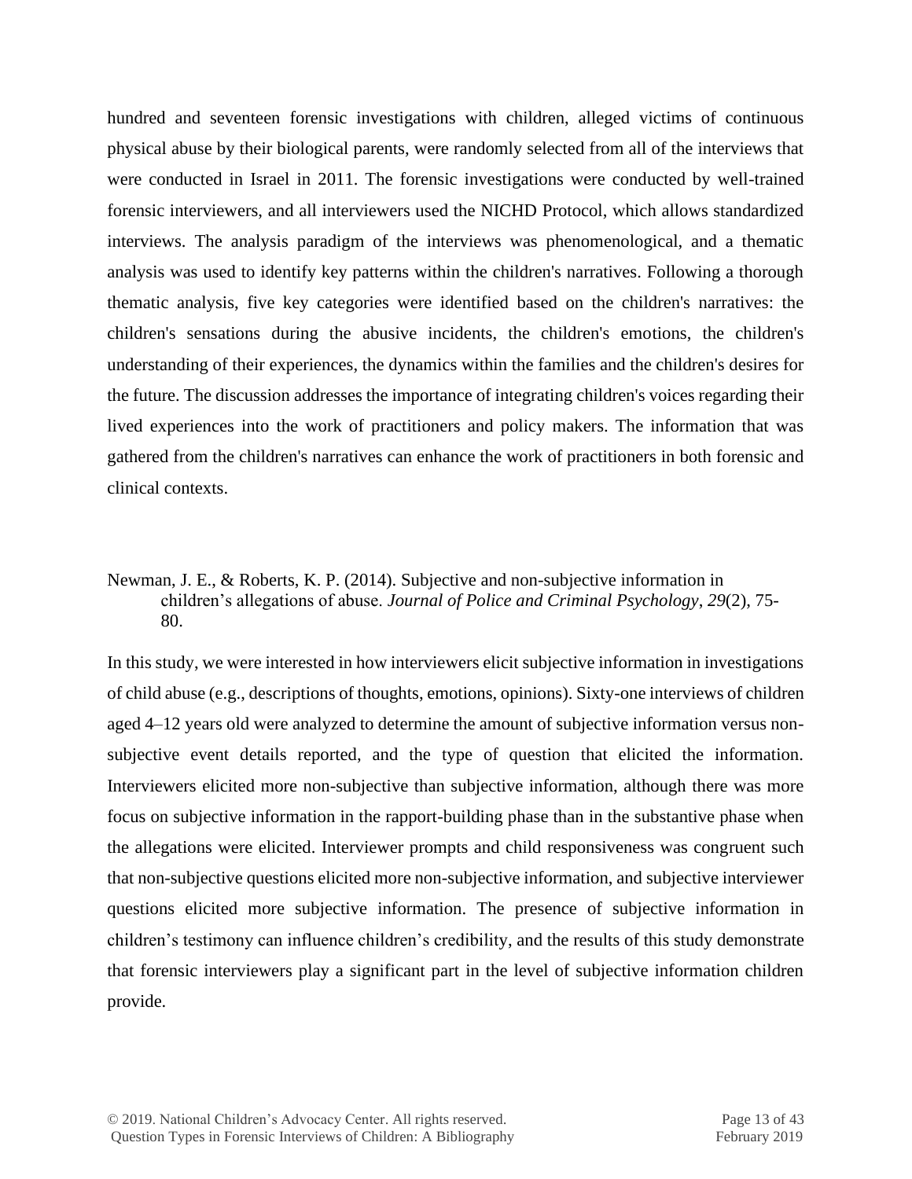hundred and seventeen forensic investigations with children, alleged victims of continuous physical abuse by their biological parents, were randomly selected from all of the interviews that were conducted in Israel in 2011. The forensic investigations were conducted by well-trained forensic interviewers, and all interviewers used the NICHD Protocol, which allows standardized interviews. The analysis paradigm of the interviews was phenomenological, and a thematic analysis was used to identify key patterns within the children's narratives. Following a thorough thematic analysis, five key categories were identified based on the children's narratives: the children's sensations during the abusive incidents, the children's emotions, the children's understanding of their experiences, the dynamics within the families and the children's desires for the future. The discussion addresses the importance of integrating children's voices regarding their lived experiences into the work of practitioners and policy makers. The information that was gathered from the children's narratives can enhance the work of practitioners in both forensic and clinical contexts.

Newman, J. E., & Roberts, K. P. (2014). Subjective and non-subjective information in children's allegations of abuse. *Journal of Police and Criminal Psychology*, *29*(2), 75-80.

In this study, we were interested in how interviewers elicit subjective information in investigations of child abuse (e.g., descriptions of thoughts, emotions, opinions). Sixty-one interviews of children aged 4–12 years old were analyzed to determine the amount of subjective information versus non-subjective event details reported, and the type of question that elicited the information. Interviewers elicited more non-subjective than subjective information, although there was more focus on subjective information in the rapport-building phase than in the substantive phase when the allegations were elicited. Interviewer prompts and child responsiveness was congruent such that non-subjective questions elicited more non-subjective information, and subjective interviewer questions elicited more subjective information. The presence of subjective information in children's testimony can influence children's credibility, and the results of this study demonstrate that forensic interviewers play a significant part in the level of subjective information children provide.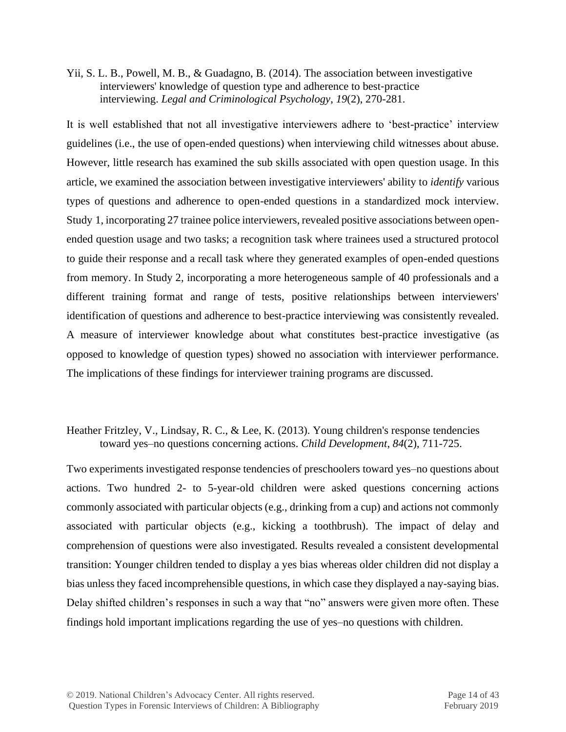Yii, S. L. B., Powell, M. B., & Guadagno, B. (2014). The association between investigative interviewers' knowledge of question type and adherence to best-practice interviewing. *Legal and Criminological Psychology*, *19*(2), 270-281.

It is well established that not all investigative interviewers adhere to 'best-practice' interview guidelines (i.e., the use of open-ended questions) when interviewing child witnesses about abuse. However, little research has examined the sub skills associated with open question usage. In this article, we examined the association between investigative interviewers' ability to *identify* various types of questions and adherence to open-ended questions in a standardized mock interview. Study 1, incorporating 27 trainee police interviewers, revealed positive associations between open-ended question usage and two tasks; a recognition task where trainees used a structured protocol to guide their response and a recall task where they generated examples of open-ended questions from memory. In Study 2, incorporating a more heterogeneous sample of 40 professionals and a different training format and range of tests, positive relationships between interviewers' identification of questions and adherence to best-practice interviewing was consistently revealed. A measure of interviewer knowledge about what constitutes best-practice investigative (as opposed to knowledge of question types) showed no association with interviewer performance. The implications of these findings for interviewer training programs are discussed.

Heather Fritzley, V., Lindsay, R. C., & Lee, K. (2013). Young children's response tendencies toward yes–no questions concerning actions. *Child Development*, *84*(2), 711-725.

Two experiments investigated response tendencies of preschoolers toward yes–no questions about actions. Two hundred 2- to 5-year-old children were asked questions concerning actions commonly associated with particular objects (e.g., drinking from a cup) and actions not commonly associated with particular objects (e.g., kicking a toothbrush). The impact of delay and comprehension of questions were also investigated. Results revealed a consistent developmental transition: Younger children tended to display a yes bias whereas older children did not display a bias unless they faced incomprehensible questions, in which case they displayed a nay-saying bias. Delay shifted children's responses in such a way that "no" answers were given more often. These findings hold important implications regarding the use of yes–no questions with children.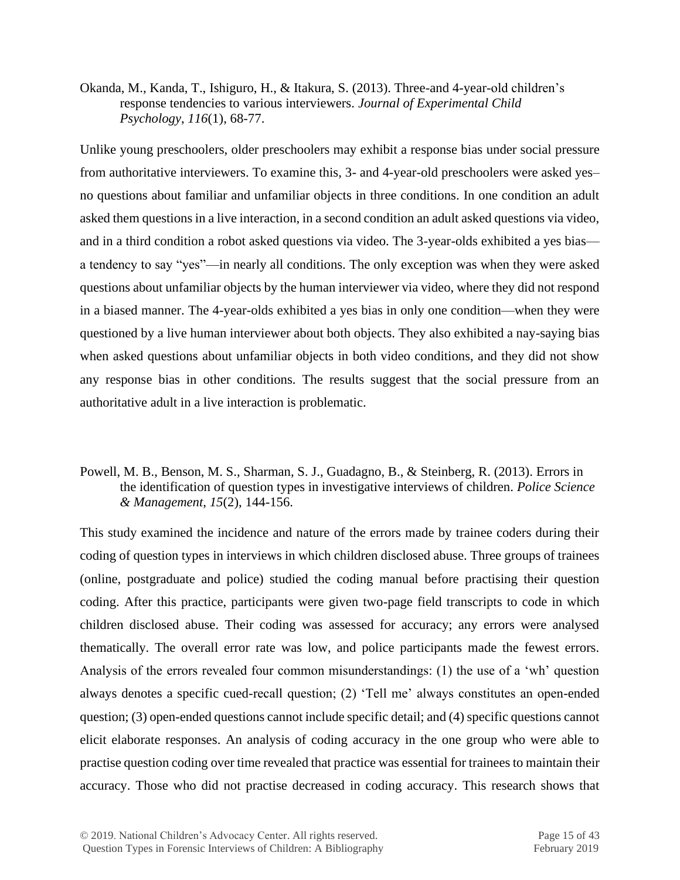Okanda, M., Kanda, T., Ishiguro, H., & Itakura, S. (2013). Three-and 4-year-old children's response tendencies to various interviewers. *Journal of Experimental Child Psychology*, *116*(1), 68-77.

Unlike young preschoolers, older preschoolers may exhibit a response bias under social pressure from authoritative interviewers. To examine this, 3- and 4-year-old preschoolers were asked yes–no questions about familiar and unfamiliar objects in three conditions. In one condition an adult asked them questions in a live interaction, in a second condition an adult asked questions via video, and in a third condition a robot asked questions via video. The 3-year-olds exhibited a yes bias—a tendency to say "yes"—in nearly all conditions. The only exception was when they were asked questions about unfamiliar objects by the human interviewer via video, where they did not respond in a biased manner. The 4-year-olds exhibited a yes bias in only one condition—when they were questioned by a live human interviewer about both objects. They also exhibited a nay-saying bias when asked questions about unfamiliar objects in both video conditions, and they did not show any response bias in other conditions. The results suggest that the social pressure from an authoritative adult in a live interaction is problematic.

Powell, M. B., Benson, M. S., Sharman, S. J., Guadagno, B., & Steinberg, R. (2013). Errors in the identification of question types in investigative interviews of children. *Police Science & Management*, *15*(2), 144-156.

This study examined the incidence and nature of the errors made by trainee coders during their coding of question types in interviews in which children disclosed abuse. Three groups of trainees (online, postgraduate and police) studied the coding manual before practising their question coding. After this practice, participants were given two-page field transcripts to code in which children disclosed abuse. Their coding was assessed for accuracy; any errors were analysed thematically. The overall error rate was low, and police participants made the fewest errors. Analysis of the errors revealed four common misunderstandings: (1) the use of a 'wh' question always denotes a specific cued-recall question; (2) 'Tell me' always constitutes an open-ended question; (3) open-ended questions cannot include specific detail; and (4) specific questions cannot elicit elaborate responses. An analysis of coding accuracy in the one group who were able to practise question coding over time revealed that practice was essential for trainees to maintain their accuracy. Those who did not practise decreased in coding accuracy. This research shows that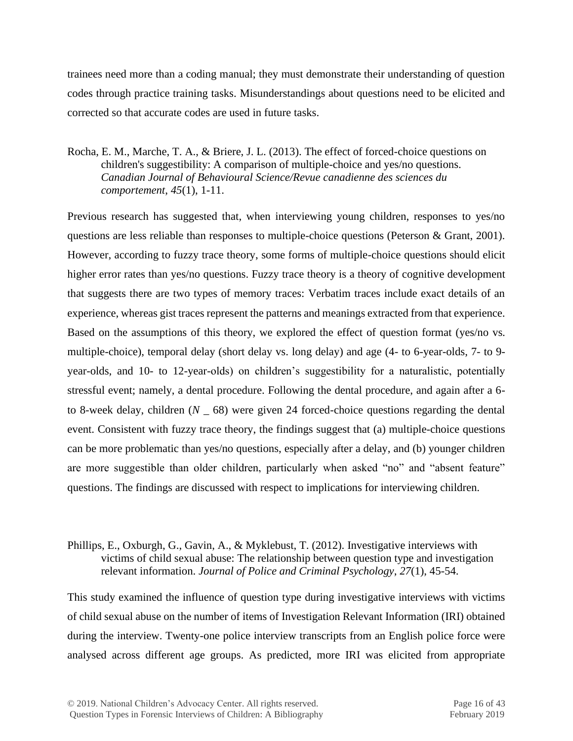trainees need more than a coding manual; they must demonstrate their understanding of question codes through practice training tasks. Misunderstandings about questions need to be elicited and corrected so that accurate codes are used in future tasks.

Rocha, E. M., Marche, T. A., & Briere, J. L. (2013). The effect of forced-choice questions on children's suggestibility: A comparison of multiple-choice and yes/no questions. *Canadian Journal of Behavioural Science/Revue canadienne des sciences du comportement*, *45*(1), 1-11.

Previous research has suggested that, when interviewing young children, responses to yes/no questions are less reliable than responses to multiple-choice questions (Peterson & Grant, 2001). However, according to fuzzy trace theory, some forms of multiple-choice questions should elicit higher error rates than yes/no questions. Fuzzy trace theory is a theory of cognitive development that suggests there are two types of memory traces: Verbatim traces include exact details of an experience, whereas gist traces represent the patterns and meanings extracted from that experience. Based on the assumptions of this theory, we explored the effect of question format (yes/no vs. multiple-choice), temporal delay (short delay vs. long delay) and age (4- to 6-year-olds, 7- to 9-year-olds, and 10- to 12-year-olds) on children's suggestibility for a naturalistic, potentially stressful event; namely, a dental procedure. Following the dental procedure, and again after a 6- to 8-week delay, children (*N* _ 68) were given 24 forced-choice questions regarding the dental event. Consistent with fuzzy trace theory, the findings suggest that (a) multiple-choice questions can be more problematic than yes/no questions, especially after a delay, and (b) younger children are more suggestible than older children, particularly when asked "no" and "absent feature" questions. The findings are discussed with respect to implications for interviewing children.

Phillips, E., Oxburgh, G., Gavin, A., & Myklebust, T. (2012). Investigative interviews with victims of child sexual abuse: The relationship between question type and investigation relevant information. *Journal of Police and Criminal Psychology*, *27*(1), 45-54.

This study examined the influence of question type during investigative interviews with victims of child sexual abuse on the number of items of Investigation Relevant Information (IRI) obtained during the interview. Twenty-one police interview transcripts from an English police force were analysed across different age groups. As predicted, more IRI was elicited from appropriate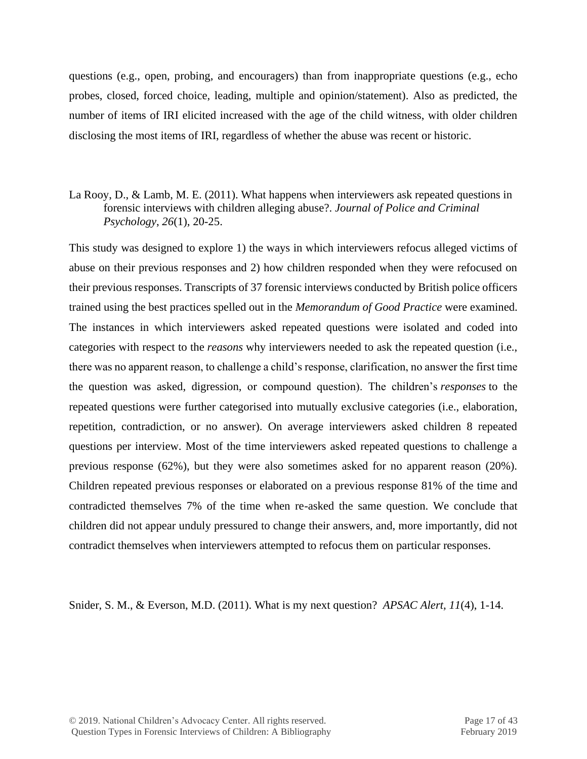questions (e.g., open, probing, and encouragers) than from inappropriate questions (e.g., echo probes, closed, forced choice, leading, multiple and opinion/statement). Also as predicted, the number of items of IRI elicited increased with the age of the child witness, with older children disclosing the most items of IRI, regardless of whether the abuse was recent or historic.

La Rooy, D., & Lamb, M. E. (2011). What happens when interviewers ask repeated questions in forensic interviews with children alleging abuse?. *Journal of Police and Criminal Psychology*, *26*(1), 20-25.

This study was designed to explore 1) the ways in which interviewers refocus alleged victims of abuse on their previous responses and 2) how children responded when they were refocused on their previous responses. Transcripts of 37 forensic interviews conducted by British police officers trained using the best practices spelled out in the *Memorandum of Good Practice* were examined. The instances in which interviewers asked repeated questions were isolated and coded into categories with respect to the *reasons* why interviewers needed to ask the repeated question (i.e., there was no apparent reason, to challenge a child's response, clarification, no answer the first time the question was asked, digression, or compound question). The children's *responses* to the repeated questions were further categorised into mutually exclusive categories (i.e., elaboration, repetition, contradiction, or no answer). On average interviewers asked children 8 repeated questions per interview. Most of the time interviewers asked repeated questions to challenge a previous response (62%), but they were also sometimes asked for no apparent reason (20%). Children repeated previous responses or elaborated on a previous response 81% of the time and contradicted themselves 7% of the time when re-asked the same question. We conclude that children did not appear unduly pressured to change their answers, and, more importantly, did not contradict themselves when interviewers attempted to refocus them on particular responses.

Snider, S. M., & Everson, M.D. (2011). What is my next question? *APSAC Alert*, *11*(4), 1-14.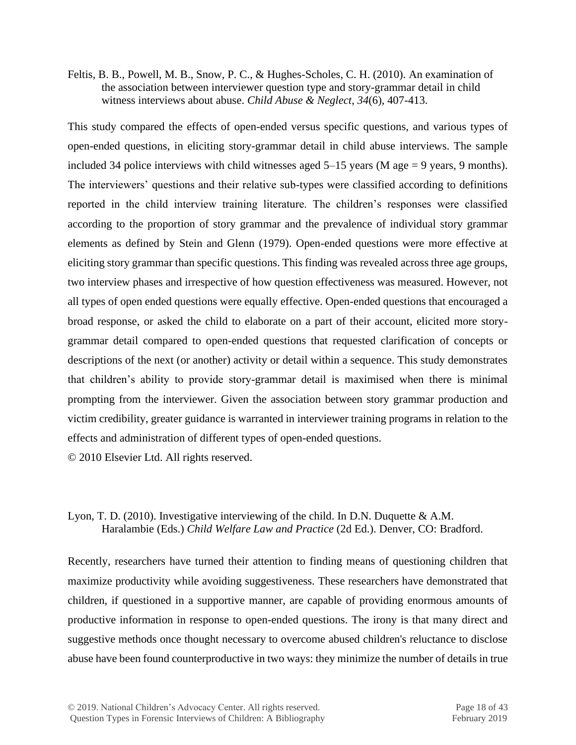Feltis, B. B., Powell, M. B., Snow, P. C., & Hughes-Scholes, C. H. (2010). An examination of the association between interviewer question type and story-grammar detail in child witness interviews about abuse. *Child Abuse & Neglect*, *34*(6), 407-413.

This study compared the effects of open-ended versus specific questions, and various types of open-ended questions, in eliciting story-grammar detail in child abuse interviews. The sample included 34 police interviews with child witnesses aged 5–15 years (M age = 9 years, 9 months). The interviewers' questions and their relative sub-types were classified according to definitions reported in the child interview training literature. The children's responses were classified according to the proportion of story grammar and the prevalence of individual story grammar elements as defined by Stein and Glenn (1979). Open-ended questions were more effective at eliciting story grammar than specific questions. This finding was revealed across three age groups, two interview phases and irrespective of how question effectiveness was measured. However, not all types of open ended questions were equally effective. Open-ended questions that encouraged a broad response, or asked the child to elaborate on a part of their account, elicited more story-grammar detail compared to open-ended questions that requested clarification of concepts or descriptions of the next (or another) activity or detail within a sequence. This study demonstrates that children's ability to provide story-grammar detail is maximised when there is minimal prompting from the interviewer. Given the association between story grammar production and victim credibility, greater guidance is warranted in interviewer training programs in relation to the effects and administration of different types of open-ended questions.
© 2010 Elsevier Ltd. All rights reserved.

Lyon, T. D. (2010). Investigative interviewing of the child. In D.N. Duquette & A.M. Haralambie (Eds.) *Child Welfare Law and Practice* (2d Ed.). Denver, CO: Bradford.

Recently, researchers have turned their attention to finding means of questioning children that maximize productivity while avoiding suggestiveness. These researchers have demonstrated that children, if questioned in a supportive manner, are capable of providing enormous amounts of productive information in response to open-ended questions. The irony is that many direct and suggestive methods once thought necessary to overcome abused children's reluctance to disclose abuse have been found counterproductive in two ways: they minimize the number of details in true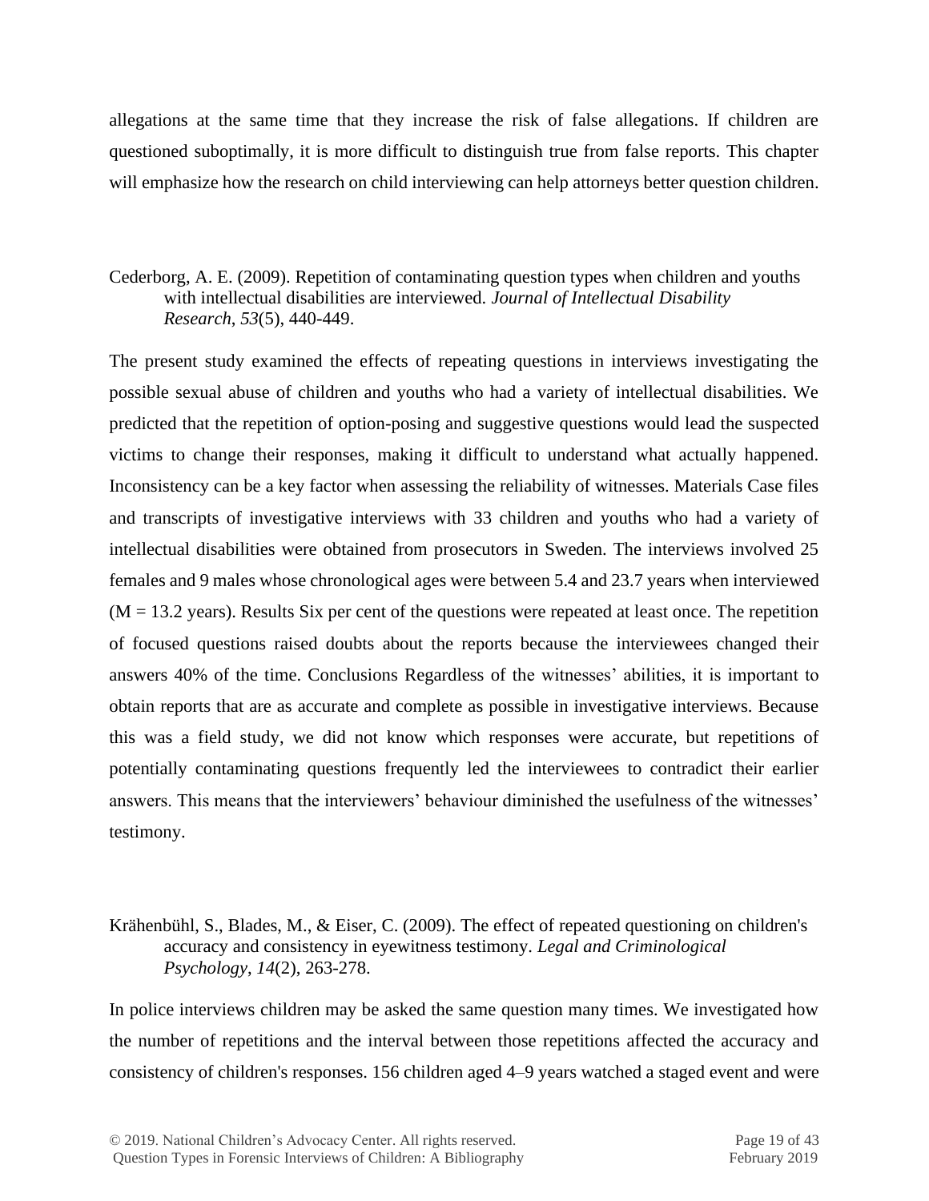allegations at the same time that they increase the risk of false allegations. If children are questioned suboptimally, it is more difficult to distinguish true from false reports. This chapter will emphasize how the research on child interviewing can help attorneys better question children.

Cederborg, A. E. (2009). Repetition of contaminating question types when children and youths with intellectual disabilities are interviewed. *Journal of Intellectual Disability Research*, *53*(5), 440-449.

The present study examined the effects of repeating questions in interviews investigating the possible sexual abuse of children and youths who had a variety of intellectual disabilities. We predicted that the repetition of option-posing and suggestive questions would lead the suspected victims to change their responses, making it difficult to understand what actually happened. Inconsistency can be a key factor when assessing the reliability of witnesses. Materials Case files and transcripts of investigative interviews with 33 children and youths who had a variety of intellectual disabilities were obtained from prosecutors in Sweden. The interviews involved 25 females and 9 males whose chronological ages were between 5.4 and 23.7 years when interviewed (M = 13.2 years). Results Six per cent of the questions were repeated at least once. The repetition of focused questions raised doubts about the reports because the interviewees changed their answers 40% of the time. Conclusions Regardless of the witnesses' abilities, it is important to obtain reports that are as accurate and complete as possible in investigative interviews. Because this was a field study, we did not know which responses were accurate, but repetitions of potentially contaminating questions frequently led the interviewees to contradict their earlier answers. This means that the interviewers' behaviour diminished the usefulness of the witnesses' testimony.

Krähenbühl, S., Blades, M., & Eiser, C. (2009). The effect of repeated questioning on children's accuracy and consistency in eyewitness testimony. *Legal and Criminological Psychology*, *14*(2), 263-278.

In police interviews children may be asked the same question many times. We investigated how the number of repetitions and the interval between those repetitions affected the accuracy and consistency of children's responses. 156 children aged 4–9 years watched a staged event and were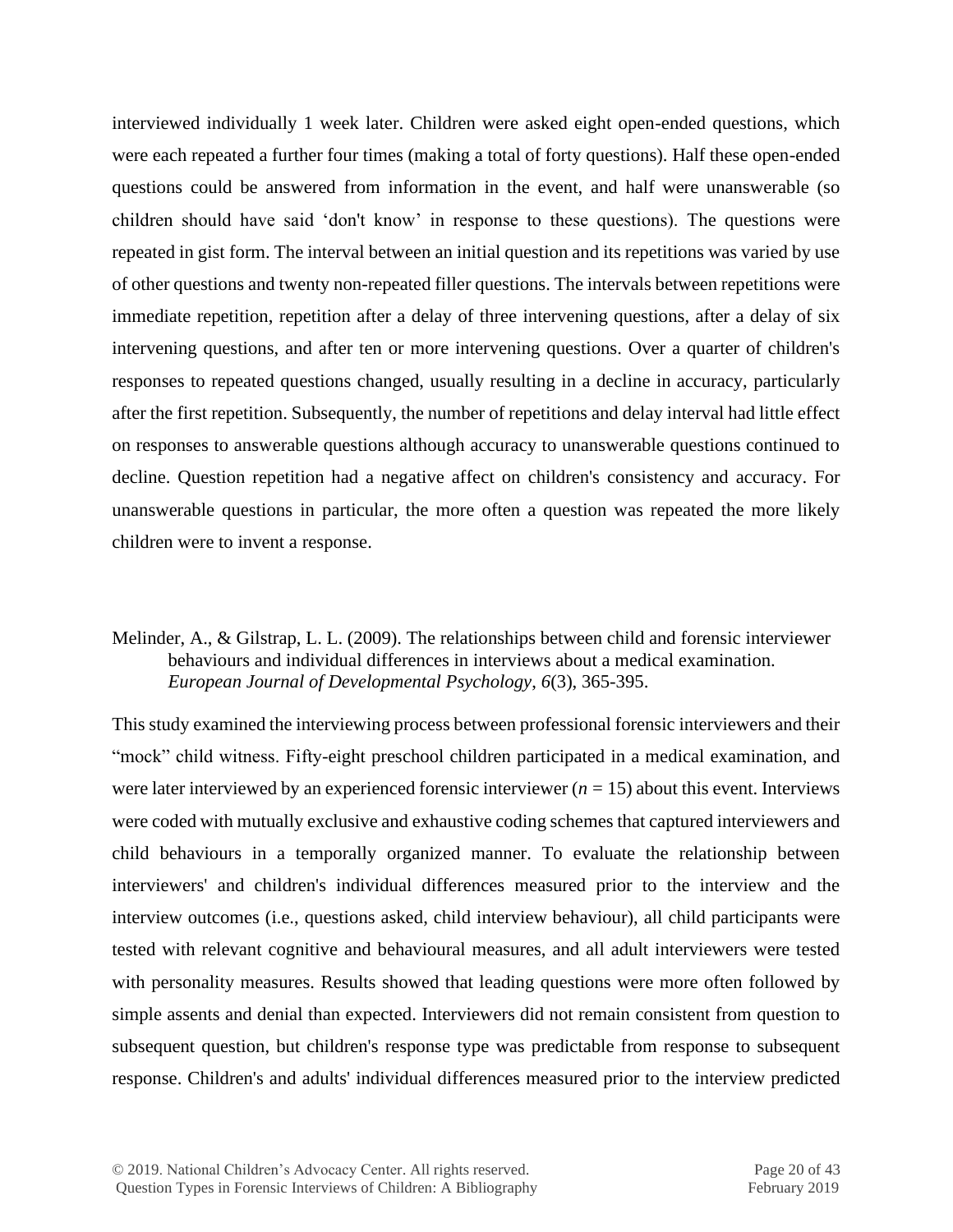interviewed individually 1 week later. Children were asked eight open-ended questions, which were each repeated a further four times (making a total of forty questions). Half these open-ended questions could be answered from information in the event, and half were unanswerable (so children should have said 'don't know' in response to these questions). The questions were repeated in gist form. The interval between an initial question and its repetitions was varied by use of other questions and twenty non-repeated filler questions. The intervals between repetitions were immediate repetition, repetition after a delay of three intervening questions, after a delay of six intervening questions, and after ten or more intervening questions. Over a quarter of children's responses to repeated questions changed, usually resulting in a decline in accuracy, particularly after the first repetition. Subsequently, the number of repetitions and delay interval had little effect on responses to answerable questions although accuracy to unanswerable questions continued to decline. Question repetition had a negative affect on children's consistency and accuracy. For unanswerable questions in particular, the more often a question was repeated the more likely children were to invent a response.

Melinder, A., & Gilstrap, L. L. (2009). The relationships between child and forensic interviewer behaviours and individual differences in interviews about a medical examination. *European Journal of Developmental Psychology*, *6*(3), 365-395.

This study examined the interviewing process between professional forensic interviewers and their "mock" child witness. Fifty-eight preschool children participated in a medical examination, and were later interviewed by an experienced forensic interviewer ($n$ = 15) about this event. Interviews were coded with mutually exclusive and exhaustive coding schemes that captured interviewers and child behaviours in a temporally organized manner. To evaluate the relationship between interviewers' and children's individual differences measured prior to the interview and the interview outcomes (i.e., questions asked, child interview behaviour), all child participants were tested with relevant cognitive and behavioural measures, and all adult interviewers were tested with personality measures. Results showed that leading questions were more often followed by simple assents and denial than expected. Interviewers did not remain consistent from question to subsequent question, but children's response type was predictable from response to subsequent response. Children's and adults' individual differences measured prior to the interview predicted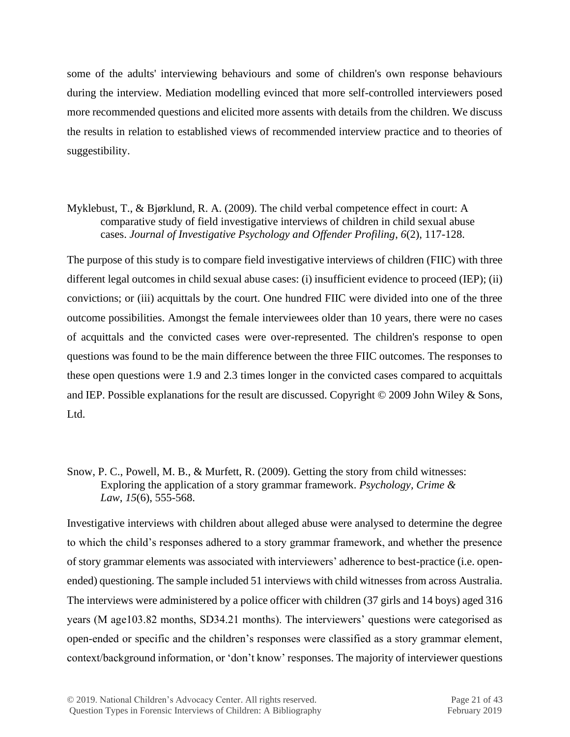some of the adults' interviewing behaviours and some of children's own response behaviours during the interview. Mediation modelling evinced that more self-controlled interviewers posed more recommended questions and elicited more assents with details from the children. We discuss the results in relation to established views of recommended interview practice and to theories of suggestibility.

Myklebust, T., & Bjørklund, R. A. (2009). The child verbal competence effect in court: A comparative study of field investigative interviews of children in child sexual abuse cases. *Journal of Investigative Psychology and Offender Profiling*, *6*(2), 117-128.

The purpose of this study is to compare field investigative interviews of children (FIIC) with three different legal outcomes in child sexual abuse cases: (i) insufficient evidence to proceed (IEP); (ii) convictions; or (iii) acquittals by the court. One hundred FIIC were divided into one of the three outcome possibilities. Amongst the female interviewees older than 10 years, there were no cases of acquittals and the convicted cases were over-represented. The children's response to open questions was found to be the main difference between the three FIIC outcomes. The responses to these open questions were 1.9 and 2.3 times longer in the convicted cases compared to acquittals and IEP. Possible explanations for the result are discussed. Copyright © 2009 John Wiley & Sons, Ltd.

Snow, P. C., Powell, M. B., & Murfett, R. (2009). Getting the story from child witnesses: Exploring the application of a story grammar framework. *Psychology, Crime & Law*, *15*(6), 555-568.

Investigative interviews with children about alleged abuse were analysed to determine the degree to which the child's responses adhered to a story grammar framework, and whether the presence of story grammar elements was associated with interviewers' adherence to best-practice (i.e. open-ended) questioning. The sample included 51 interviews with child witnesses from across Australia. The interviews were administered by a police officer with children (37 girls and 14 boys) aged 316 years (M age103.82 months, SD34.21 months). The interviewers' questions were categorised as open-ended or specific and the children's responses were classified as a story grammar element, context/background information, or 'don't know' responses. The majority of interviewer questions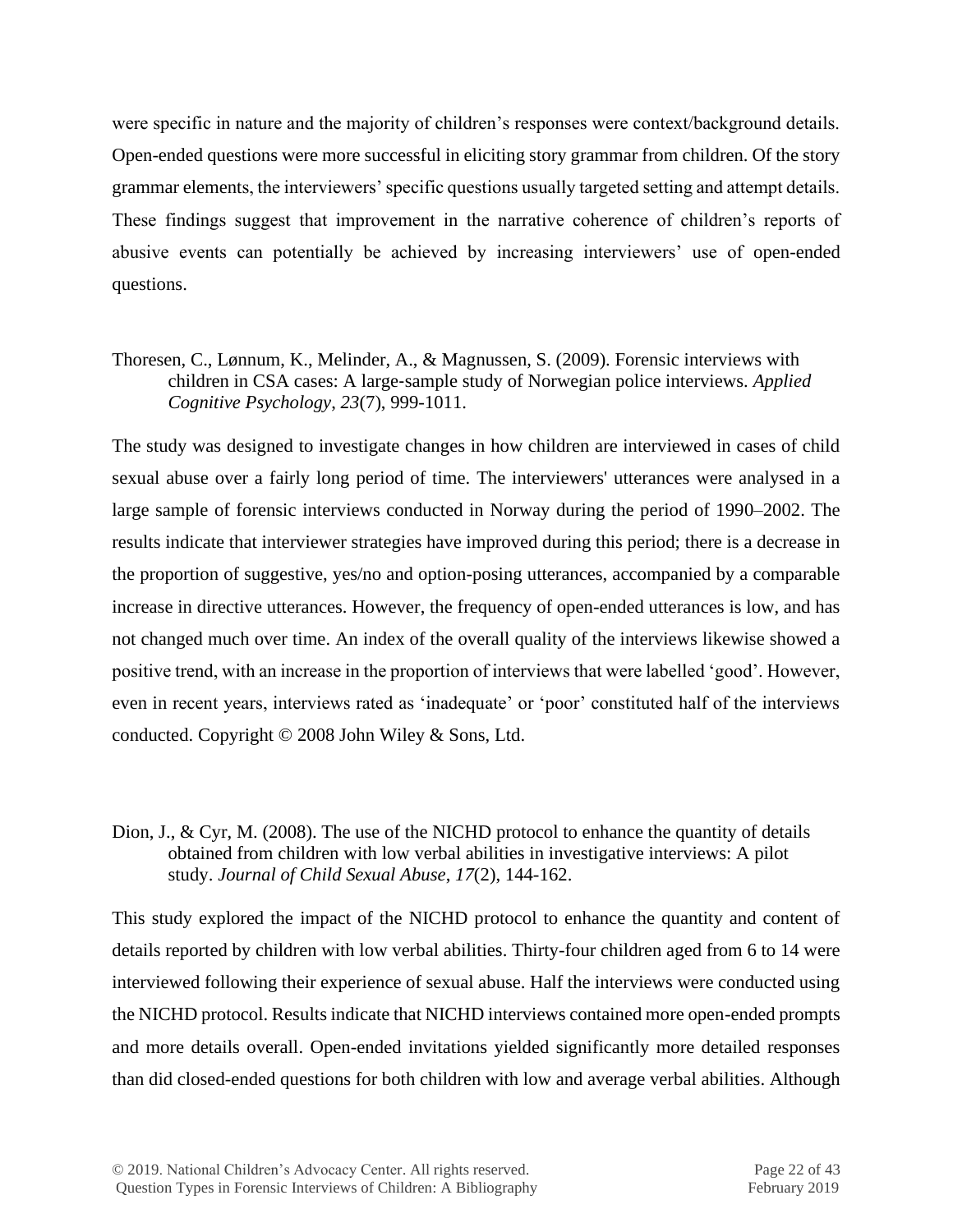were specific in nature and the majority of children's responses were context/background details. Open-ended questions were more successful in eliciting story grammar from children. Of the story grammar elements, the interviewers' specific questions usually targeted setting and attempt details. These findings suggest that improvement in the narrative coherence of children's reports of abusive events can potentially be achieved by increasing interviewers' use of open-ended questions.

Thoresen, C., Lønnum, K., Melinder, A., & Magnussen, S. (2009). Forensic interviews with children in CSA cases: A large-sample study of Norwegian police interviews. *Applied Cognitive Psychology*, *23*(7), 999-1011.

The study was designed to investigate changes in how children are interviewed in cases of child sexual abuse over a fairly long period of time. The interviewers' utterances were analysed in a large sample of forensic interviews conducted in Norway during the period of 1990–2002. The results indicate that interviewer strategies have improved during this period; there is a decrease in the proportion of suggestive, yes/no and option-posing utterances, accompanied by a comparable increase in directive utterances. However, the frequency of open-ended utterances is low, and has not changed much over time. An index of the overall quality of the interviews likewise showed a positive trend, with an increase in the proportion of interviews that were labelled 'good'. However, even in recent years, interviews rated as 'inadequate' or 'poor' constituted half of the interviews conducted. Copyright © 2008 John Wiley & Sons, Ltd.

Dion, J., & Cyr, M. (2008). The use of the NICHD protocol to enhance the quantity of details obtained from children with low verbal abilities in investigative interviews: A pilot study. *Journal of Child Sexual Abuse*, *17*(2), 144-162.

This study explored the impact of the NICHD protocol to enhance the quantity and content of details reported by children with low verbal abilities. Thirty-four children aged from 6 to 14 were interviewed following their experience of sexual abuse. Half the interviews were conducted using the NICHD protocol. Results indicate that NICHD interviews contained more open-ended prompts and more details overall. Open-ended invitations yielded significantly more detailed responses than did closed-ended questions for both children with low and average verbal abilities. Although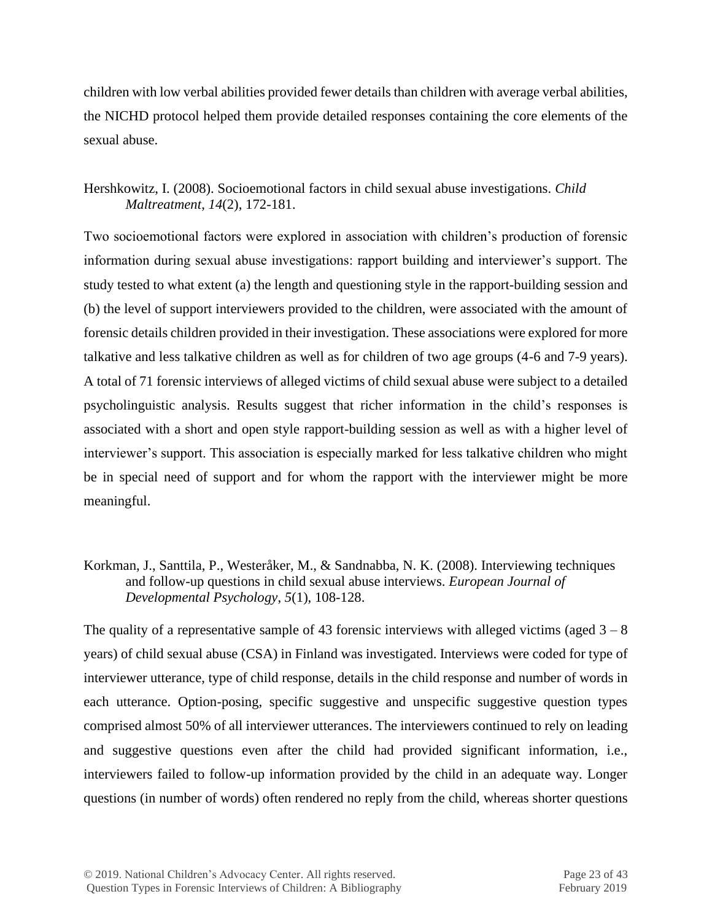children with low verbal abilities provided fewer details than children with average verbal abilities, the NICHD protocol helped them provide detailed responses containing the core elements of the sexual abuse.

Hershkowitz, I. (2008). Socioemotional factors in child sexual abuse investigations. *Child Maltreatment*, *14*(2), 172-181.

Two socioemotional factors were explored in association with children's production of forensic information during sexual abuse investigations: rapport building and interviewer's support. The study tested to what extent (a) the length and questioning style in the rapport-building session and (b) the level of support interviewers provided to the children, were associated with the amount of forensic details children provided in their investigation. These associations were explored for more talkative and less talkative children as well as for children of two age groups (4-6 and 7-9 years). A total of 71 forensic interviews of alleged victims of child sexual abuse were subject to a detailed psycholinguistic analysis. Results suggest that richer information in the child's responses is associated with a short and open style rapport-building session as well as with a higher level of interviewer's support. This association is especially marked for less talkative children who might be in special need of support and for whom the rapport with the interviewer might be more meaningful.

Korkman, J., Santtila, P., Westeråker, M., & Sandnabba, N. K. (2008). Interviewing techniques and follow-up questions in child sexual abuse interviews. *European Journal of Developmental Psychology*, *5*(1), 108-128.

The quality of a representative sample of 43 forensic interviews with alleged victims (aged 3 – 8 years) of child sexual abuse (CSA) in Finland was investigated. Interviews were coded for type of interviewer utterance, type of child response, details in the child response and number of words in each utterance. Option-posing, specific suggestive and unspecific suggestive question types comprised almost 50% of all interviewer utterances. The interviewers continued to rely on leading and suggestive questions even after the child had provided significant information, i.e., interviewers failed to follow-up information provided by the child in an adequate way. Longer questions (in number of words) often rendered no reply from the child, whereas shorter questions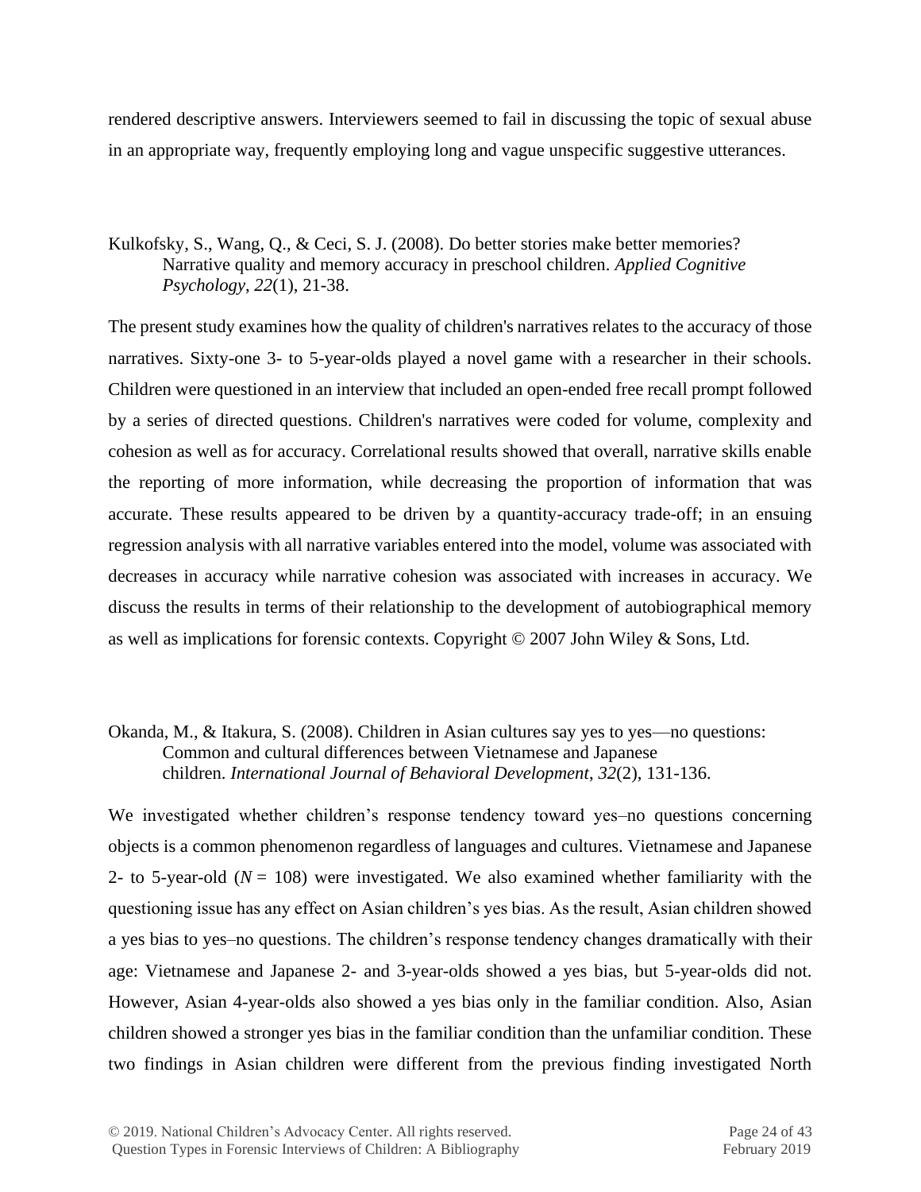rendered descriptive answers. Interviewers seemed to fail in discussing the topic of sexual abuse in an appropriate way, frequently employing long and vague unspecific suggestive utterances.

Kulkofsky, S., Wang, Q., & Ceci, S. J. (2008). Do better stories make better memories? Narrative quality and memory accuracy in preschool children. *Applied Cognitive Psychology*, *22*(1), 21-38.

The present study examines how the quality of children's narratives relates to the accuracy of those narratives. Sixty-one 3- to 5-year-olds played a novel game with a researcher in their schools. Children were questioned in an interview that included an open-ended free recall prompt followed by a series of directed questions. Children's narratives were coded for volume, complexity and cohesion as well as for accuracy. Correlational results showed that overall, narrative skills enable the reporting of more information, while decreasing the proportion of information that was accurate. These results appeared to be driven by a quantity-accuracy trade-off; in an ensuing regression analysis with all narrative variables entered into the model, volume was associated with decreases in accuracy while narrative cohesion was associated with increases in accuracy. We discuss the results in terms of their relationship to the development of autobiographical memory as well as implications for forensic contexts. Copyright © 2007 John Wiley & Sons, Ltd.

Okanda, M., & Itakura, S. (2008). Children in Asian cultures say yes to yes—no questions: Common and cultural differences between Vietnamese and Japanese children. *International Journal of Behavioral Development*, *32*(2), 131-136.

We investigated whether children's response tendency toward yes–no questions concerning objects is a common phenomenon regardless of languages and cultures. Vietnamese and Japanese 2- to 5-year-old (*N* = 108) were investigated. We also examined whether familiarity with the questioning issue has any effect on Asian children's yes bias. As the result, Asian children showed a yes bias to yes–no questions. The children's response tendency changes dramatically with their age: Vietnamese and Japanese 2- and 3-year-olds showed a yes bias, but 5-year-olds did not. However, Asian 4-year-olds also showed a yes bias only in the familiar condition. Also, Asian children showed a stronger yes bias in the familiar condition than the unfamiliar condition. These two findings in Asian children were different from the previous finding investigated North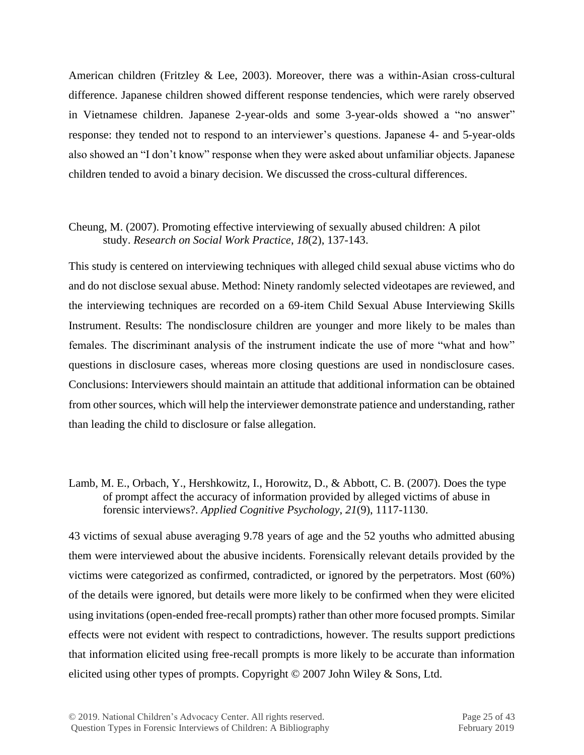American children (Fritzley & Lee, 2003). Moreover, there was a within-Asian cross-cultural difference. Japanese children showed different response tendencies, which were rarely observed in Vietnamese children. Japanese 2-year-olds and some 3-year-olds showed a "no answer" response: they tended not to respond to an interviewer's questions. Japanese 4- and 5-year-olds also showed an "I don't know" response when they were asked about unfamiliar objects. Japanese children tended to avoid a binary decision. We discussed the cross-cultural differences.

Cheung, M. (2007). Promoting effective interviewing of sexually abused children: A pilot study. *Research on Social Work Practice*, *18*(2), 137-143.

This study is centered on interviewing techniques with alleged child sexual abuse victims who do and do not disclose sexual abuse. Method: Ninety randomly selected videotapes are reviewed, and the interviewing techniques are recorded on a 69-item Child Sexual Abuse Interviewing Skills Instrument. Results: The nondisclosure children are younger and more likely to be males than females. The discriminant analysis of the instrument indicate the use of more "what and how" questions in disclosure cases, whereas more closing questions are used in nondisclosure cases. Conclusions: Interviewers should maintain an attitude that additional information can be obtained from other sources, which will help the interviewer demonstrate patience and understanding, rather than leading the child to disclosure or false allegation.

Lamb, M. E., Orbach, Y., Hershkowitz, I., Horowitz, D., & Abbott, C. B. (2007). Does the type of prompt affect the accuracy of information provided by alleged victims of abuse in forensic interviews?. *Applied Cognitive Psychology*, *21*(9), 1117-1130.

43 victims of sexual abuse averaging 9.78 years of age and the 52 youths who admitted abusing them were interviewed about the abusive incidents. Forensically relevant details provided by the victims were categorized as confirmed, contradicted, or ignored by the perpetrators. Most (60%) of the details were ignored, but details were more likely to be confirmed when they were elicited using invitations (open-ended free-recall prompts) rather than other more focused prompts. Similar effects were not evident with respect to contradictions, however. The results support predictions that information elicited using free-recall prompts is more likely to be accurate than information elicited using other types of prompts. Copyright © 2007 John Wiley & Sons, Ltd.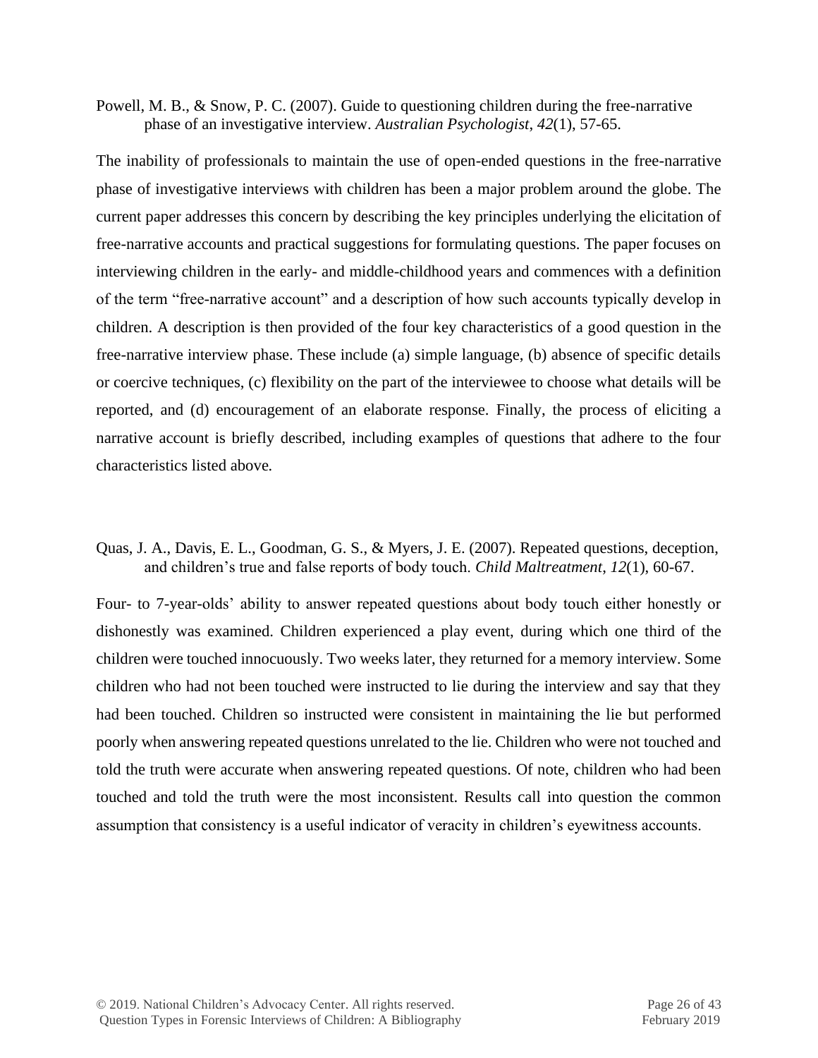Powell, M. B., & Snow, P. C. (2007). Guide to questioning children during the free-narrative phase of an investigative interview. *Australian Psychologist*, *42*(1), 57-65.

The inability of professionals to maintain the use of open-ended questions in the free-narrative phase of investigative interviews with children has been a major problem around the globe. The current paper addresses this concern by describing the key principles underlying the elicitation of free-narrative accounts and practical suggestions for formulating questions. The paper focuses on interviewing children in the early- and middle-childhood years and commences with a definition of the term "free-narrative account" and a description of how such accounts typically develop in children. A description is then provided of the four key characteristics of a good question in the free-narrative interview phase. These include (a) simple language, (b) absence of specific details or coercive techniques, (c) flexibility on the part of the interviewee to choose what details will be reported, and (d) encouragement of an elaborate response. Finally, the process of eliciting a narrative account is briefly described, including examples of questions that adhere to the four characteristics listed above.

Quas, J. A., Davis, E. L., Goodman, G. S., & Myers, J. E. (2007). Repeated questions, deception, and children's true and false reports of body touch. *Child Maltreatment*, *12*(1), 60-67.

Four- to 7-year-olds' ability to answer repeated questions about body touch either honestly or dishonestly was examined. Children experienced a play event, during which one third of the children were touched innocuously. Two weeks later, they returned for a memory interview. Some children who had not been touched were instructed to lie during the interview and say that they had been touched. Children so instructed were consistent in maintaining the lie but performed poorly when answering repeated questions unrelated to the lie. Children who were not touched and told the truth were accurate when answering repeated questions. Of note, children who had been touched and told the truth were the most inconsistent. Results call into question the common assumption that consistency is a useful indicator of veracity in children's eyewitness accounts.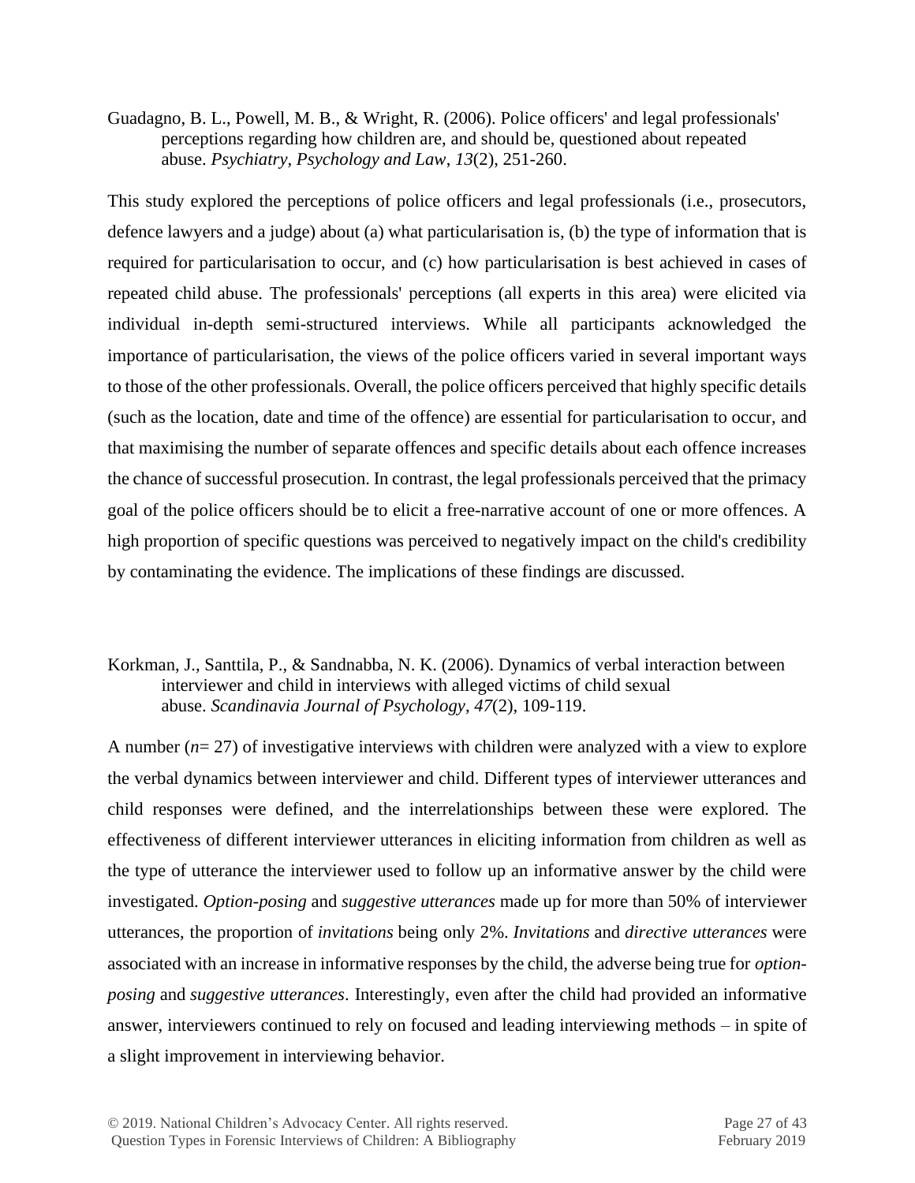Guadagno, B. L., Powell, M. B., & Wright, R. (2006). Police officers' and legal professionals' perceptions regarding how children are, and should be, questioned about repeated abuse. *Psychiatry, Psychology and Law*, *13*(2), 251-260.

This study explored the perceptions of police officers and legal professionals (i.e., prosecutors, defence lawyers and a judge) about (a) what particularisation is, (b) the type of information that is required for particularisation to occur, and (c) how particularisation is best achieved in cases of repeated child abuse. The professionals' perceptions (all experts in this area) were elicited via individual in-depth semi-structured interviews. While all participants acknowledged the importance of particularisation, the views of the police officers varied in several important ways to those of the other professionals. Overall, the police officers perceived that highly specific details (such as the location, date and time of the offence) are essential for particularisation to occur, and that maximising the number of separate offences and specific details about each offence increases the chance of successful prosecution. In contrast, the legal professionals perceived that the primacy goal of the police officers should be to elicit a free-narrative account of one or more offences. A high proportion of specific questions was perceived to negatively impact on the child's credibility by contaminating the evidence. The implications of these findings are discussed.

Korkman, J., Santtila, P., & Sandnabba, N. K. (2006). Dynamics of verbal interaction between interviewer and child in interviews with alleged victims of child sexual abuse. *Scandinavia Journal of Psychology*, *47*(2), 109-119.

A number ($n$= 27) of investigative interviews with children were analyzed with a view to explore the verbal dynamics between interviewer and child. Different types of interviewer utterances and child responses were defined, and the interrelationships between these were explored. The effectiveness of different interviewer utterances in eliciting information from children as well as the type of utterance the interviewer used to follow up an informative answer by the child were investigated. *Option-posing* and *suggestive utterances* made up for more than 50% of interviewer utterances, the proportion of *invitations* being only 2%. *Invitations* and *directive utterances* were associated with an increase in informative responses by the child, the adverse being true for *option-posing* and *suggestive utterances*. Interestingly, even after the child had provided an informative answer, interviewers continued to rely on focused and leading interviewing methods – in spite of a slight improvement in interviewing behavior.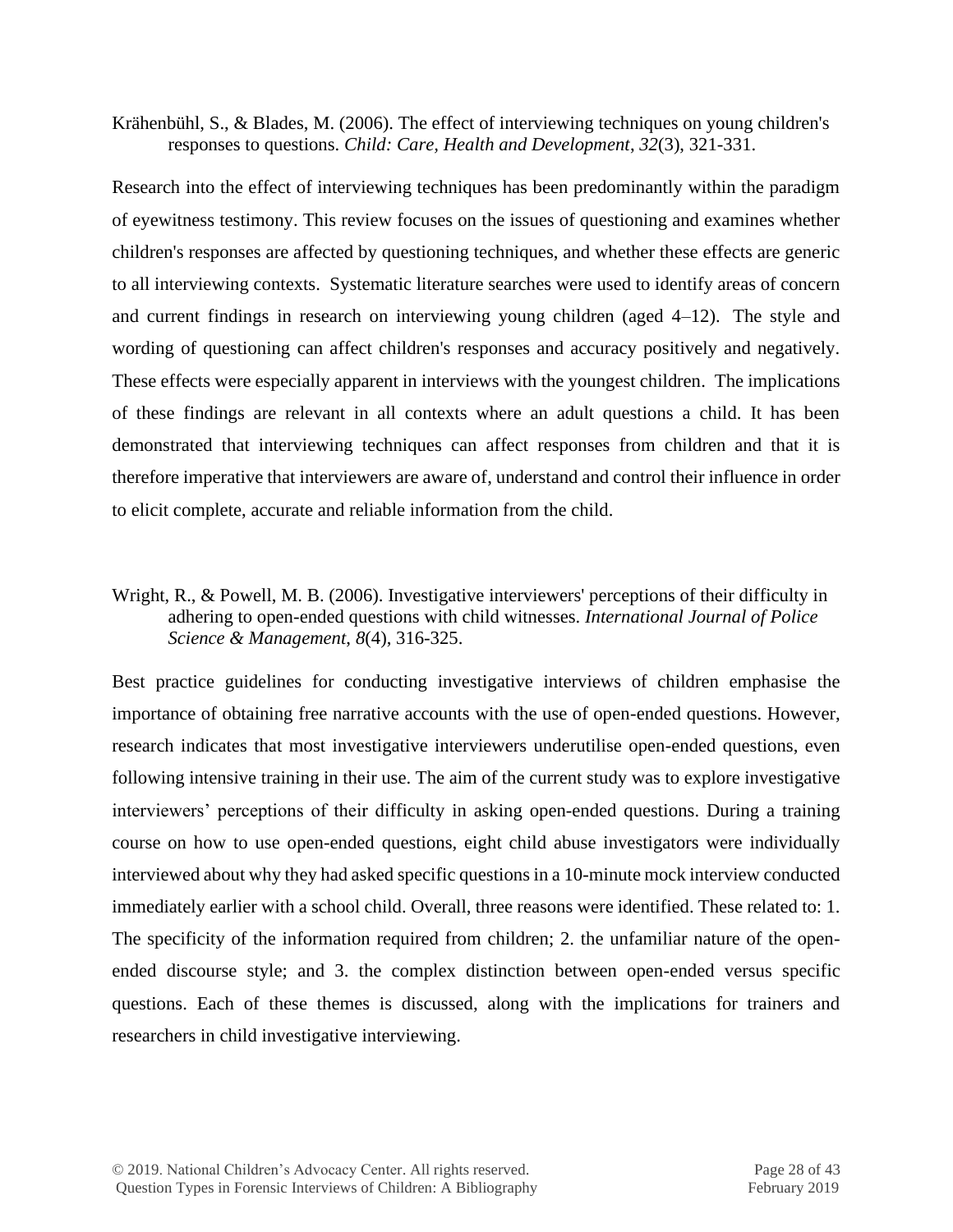Krähenbühl, S., & Blades, M. (2006). The effect of interviewing techniques on young children's responses to questions. *Child: Care, Health and Development*, *32*(3), 321-331.

Research into the effect of interviewing techniques has been predominantly within the paradigm of eyewitness testimony. This review focuses on the issues of questioning and examines whether children's responses are affected by questioning techniques, and whether these effects are generic to all interviewing contexts. Systematic literature searches were used to identify areas of concern and current findings in research on interviewing young children (aged 4–12). The style and wording of questioning can affect children's responses and accuracy positively and negatively. These effects were especially apparent in interviews with the youngest children. The implications of these findings are relevant in all contexts where an adult questions a child. It has been demonstrated that interviewing techniques can affect responses from children and that it is therefore imperative that interviewers are aware of, understand and control their influence in order to elicit complete, accurate and reliable information from the child.

Wright, R., & Powell, M. B. (2006). Investigative interviewers' perceptions of their difficulty in adhering to open-ended questions with child witnesses. *International Journal of Police Science & Management*, *8*(4), 316-325.

Best practice guidelines for conducting investigative interviews of children emphasise the importance of obtaining free narrative accounts with the use of open-ended questions. However, research indicates that most investigative interviewers underutilise open-ended questions, even following intensive training in their use. The aim of the current study was to explore investigative interviewers' perceptions of their difficulty in asking open-ended questions. During a training course on how to use open-ended questions, eight child abuse investigators were individually interviewed about why they had asked specific questions in a 10-minute mock interview conducted immediately earlier with a school child. Overall, three reasons were identified. These related to: 1. The specificity of the information required from children; 2. the unfamiliar nature of the open-ended discourse style; and 3. the complex distinction between open-ended versus specific questions. Each of these themes is discussed, along with the implications for trainers and researchers in child investigative interviewing.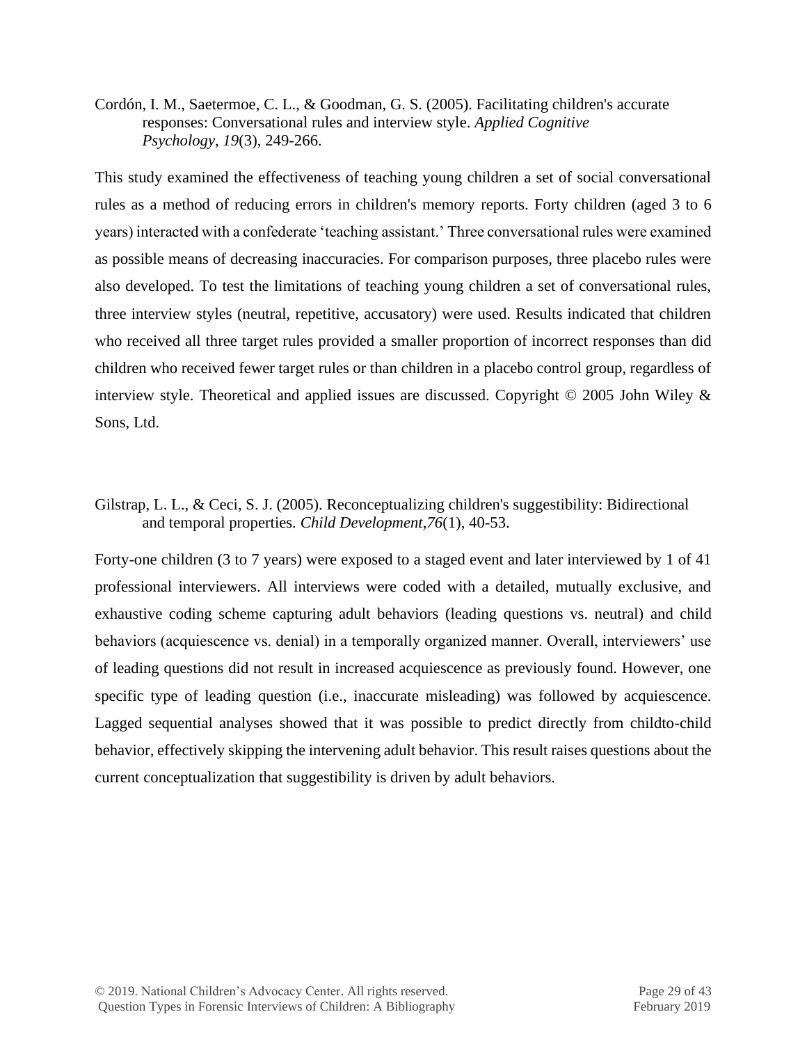Cordón, I. M., Saetermoe, C. L., & Goodman, G. S. (2005). Facilitating children's accurate responses: Conversational rules and interview style. *Applied Cognitive Psychology*, *19*(3), 249-266.

This study examined the effectiveness of teaching young children a set of social conversational rules as a method of reducing errors in children's memory reports. Forty children (aged 3 to 6 years) interacted with a confederate 'teaching assistant.' Three conversational rules were examined as possible means of decreasing inaccuracies. For comparison purposes, three placebo rules were also developed. To test the limitations of teaching young children a set of conversational rules, three interview styles (neutral, repetitive, accusatory) were used. Results indicated that children who received all three target rules provided a smaller proportion of incorrect responses than did children who received fewer target rules or than children in a placebo control group, regardless of interview style. Theoretical and applied issues are discussed. Copyright © 2005 John Wiley & Sons, Ltd.

Gilstrap, L. L., & Ceci, S. J. (2005). Reconceptualizing children's suggestibility: Bidirectional and temporal properties. *Child Development*,*76*(1), 40-53.

Forty-one children (3 to 7 years) were exposed to a staged event and later interviewed by 1 of 41 professional interviewers. All interviews were coded with a detailed, mutually exclusive, and exhaustive coding scheme capturing adult behaviors (leading questions vs. neutral) and child behaviors (acquiescence vs. denial) in a temporally organized manner. Overall, interviewers' use of leading questions did not result in increased acquiescence as previously found. However, one specific type of leading question (i.e., inaccurate misleading) was followed by acquiescence. Lagged sequential analyses showed that it was possible to predict directly from childto-child behavior, effectively skipping the intervening adult behavior. This result raises questions about the current conceptualization that suggestibility is driven by adult behaviors.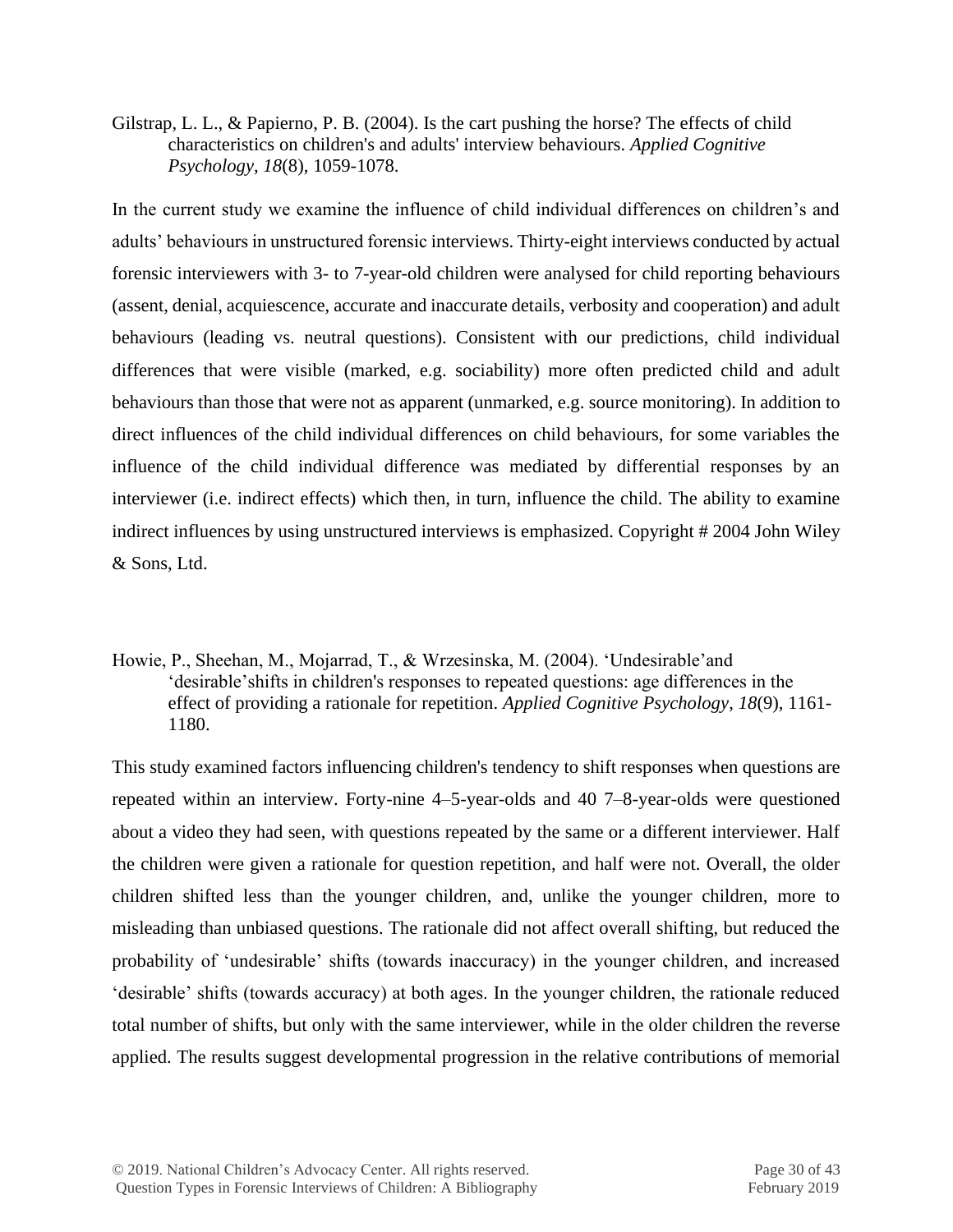Gilstrap, L. L., & Papierno, P. B. (2004). Is the cart pushing the horse? The effects of child characteristics on children's and adults' interview behaviours. *Applied Cognitive Psychology*, *18*(8), 1059-1078.

In the current study we examine the influence of child individual differences on children's and adults' behaviours in unstructured forensic interviews. Thirty-eight interviews conducted by actual forensic interviewers with 3- to 7-year-old children were analysed for child reporting behaviours (assent, denial, acquiescence, accurate and inaccurate details, verbosity and cooperation) and adult behaviours (leading vs. neutral questions). Consistent with our predictions, child individual differences that were visible (marked, e.g. sociability) more often predicted child and adult behaviours than those that were not as apparent (unmarked, e.g. source monitoring). In addition to direct influences of the child individual differences on child behaviours, for some variables the influence of the child individual difference was mediated by differential responses by an interviewer (i.e. indirect effects) which then, in turn, influence the child. The ability to examine indirect influences by using unstructured interviews is emphasized. Copyright # 2004 John Wiley & Sons, Ltd.

Howie, P., Sheehan, M., Mojarrad, T., & Wrzesinska, M. (2004). 'Undesirable'and 'desirable'shifts in children's responses to repeated questions: age differences in the effect of providing a rationale for repetition. *Applied Cognitive Psychology*, *18*(9), 1161-1180.

This study examined factors influencing children's tendency to shift responses when questions are repeated within an interview. Forty-nine 4–5-year-olds and 40 7–8-year-olds were questioned about a video they had seen, with questions repeated by the same or a different interviewer. Half the children were given a rationale for question repetition, and half were not. Overall, the older children shifted less than the younger children, and, unlike the younger children, more to misleading than unbiased questions. The rationale did not affect overall shifting, but reduced the probability of 'undesirable' shifts (towards inaccuracy) in the younger children, and increased 'desirable' shifts (towards accuracy) at both ages. In the younger children, the rationale reduced total number of shifts, but only with the same interviewer, while in the older children the reverse applied. The results suggest developmental progression in the relative contributions of memorial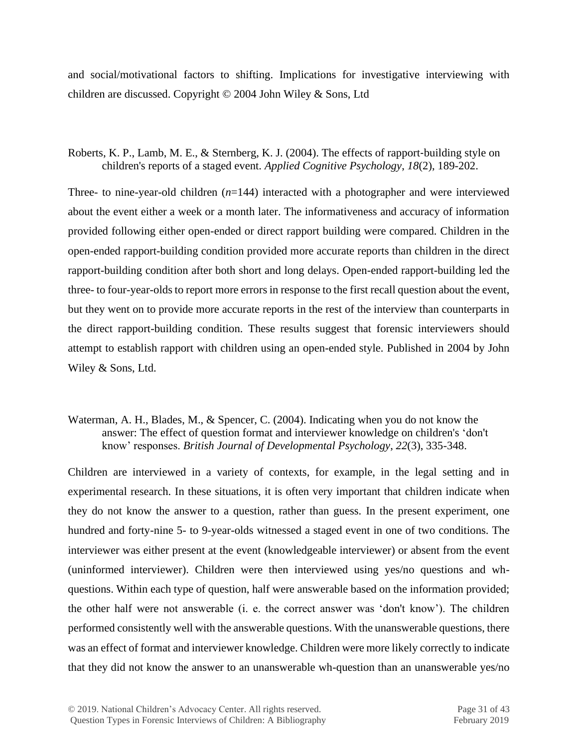and social/motivational factors to shifting. Implications for investigative interviewing with children are discussed. Copyright © 2004 John Wiley & Sons, Ltd

Roberts, K. P., Lamb, M. E., & Sternberg, K. J. (2004). The effects of rapport-building style on children's reports of a staged event. *Applied Cognitive Psychology*, *18*(2), 189-202.

Three- to nine-year-old children (*n*=144) interacted with a photographer and were interviewed about the event either a week or a month later. The informativeness and accuracy of information provided following either open-ended or direct rapport building were compared. Children in the open-ended rapport-building condition provided more accurate reports than children in the direct rapport-building condition after both short and long delays. Open-ended rapport-building led the three- to four-year-olds to report more errors in response to the first recall question about the event, but they went on to provide more accurate reports in the rest of the interview than counterparts in the direct rapport-building condition. These results suggest that forensic interviewers should attempt to establish rapport with children using an open-ended style. Published in 2004 by John Wiley & Sons, Ltd.

Waterman, A. H., Blades, M., & Spencer, C. (2004). Indicating when you do not know the answer: The effect of question format and interviewer knowledge on children's 'don't know' responses. *British Journal of Developmental Psychology*, *22*(3), 335-348.

Children are interviewed in a variety of contexts, for example, in the legal setting and in experimental research. In these situations, it is often very important that children indicate when they do not know the answer to a question, rather than guess. In the present experiment, one hundred and forty-nine 5- to 9-year-olds witnessed a staged event in one of two conditions. The interviewer was either present at the event (knowledgeable interviewer) or absent from the event (uninformed interviewer). Children were then interviewed using yes/no questions and wh-questions. Within each type of question, half were answerable based on the information provided; the other half were not answerable (i. e. the correct answer was 'don't know'). The children performed consistently well with the answerable questions. With the unanswerable questions, there was an effect of format and interviewer knowledge. Children were more likely correctly to indicate that they did not know the answer to an unanswerable wh-question than an unanswerable yes/no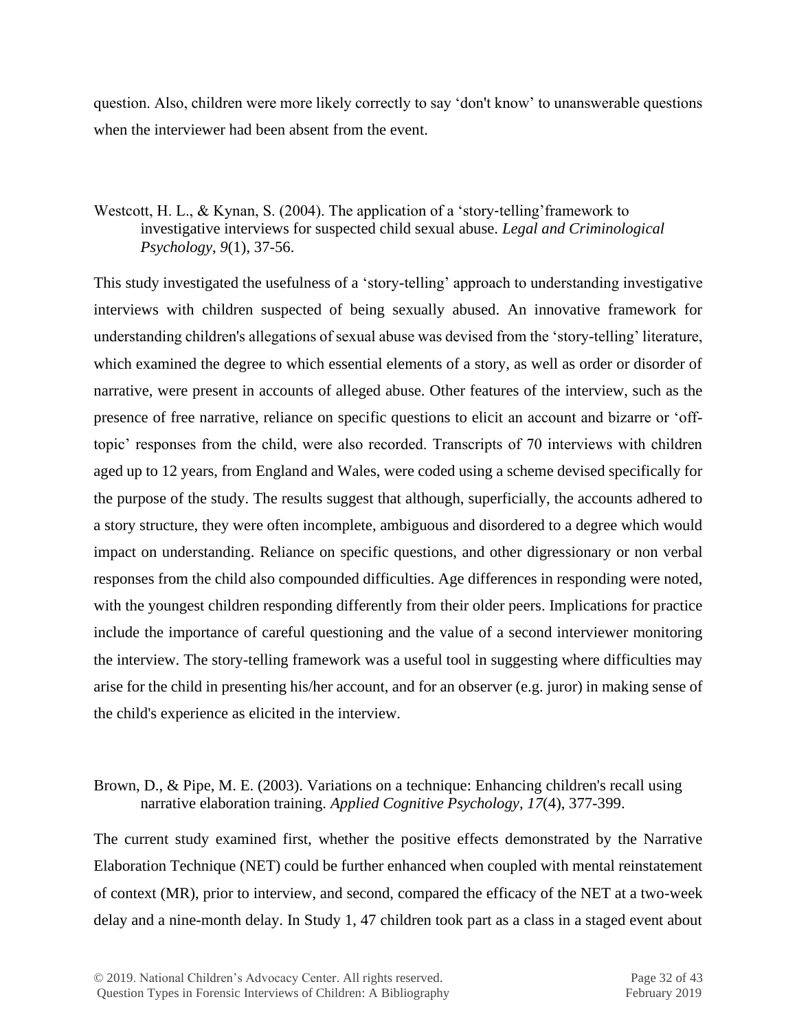question. Also, children were more likely correctly to say 'don't know' to unanswerable questions when the interviewer had been absent from the event.

Westcott, H. L., & Kynan, S. (2004). The application of a 'story-telling'framework to investigative interviews for suspected child sexual abuse. *Legal and Criminological Psychology*, *9*(1), 37-56.

This study investigated the usefulness of a 'story-telling' approach to understanding investigative interviews with children suspected of being sexually abused. An innovative framework for understanding children's allegations of sexual abuse was devised from the 'story-telling' literature, which examined the degree to which essential elements of a story, as well as order or disorder of narrative, were present in accounts of alleged abuse. Other features of the interview, such as the presence of free narrative, reliance on specific questions to elicit an account and bizarre or 'off-topic' responses from the child, were also recorded. Transcripts of 70 interviews with children aged up to 12 years, from England and Wales, were coded using a scheme devised specifically for the purpose of the study. The results suggest that although, superficially, the accounts adhered to a story structure, they were often incomplete, ambiguous and disordered to a degree which would impact on understanding. Reliance on specific questions, and other digressionary or non verbal responses from the child also compounded difficulties. Age differences in responding were noted, with the youngest children responding differently from their older peers. Implications for practice include the importance of careful questioning and the value of a second interviewer monitoring the interview. The story-telling framework was a useful tool in suggesting where difficulties may arise for the child in presenting his/her account, and for an observer (e.g. juror) in making sense of the child's experience as elicited in the interview.

Brown, D., & Pipe, M. E. (2003). Variations on a technique: Enhancing children's recall using narrative elaboration training. *Applied Cognitive Psychology*, *17*(4), 377-399.

The current study examined first, whether the positive effects demonstrated by the Narrative Elaboration Technique (NET) could be further enhanced when coupled with mental reinstatement of context (MR), prior to interview, and second, compared the efficacy of the NET at a two-week delay and a nine-month delay. In Study 1, 47 children took part as a class in a staged event about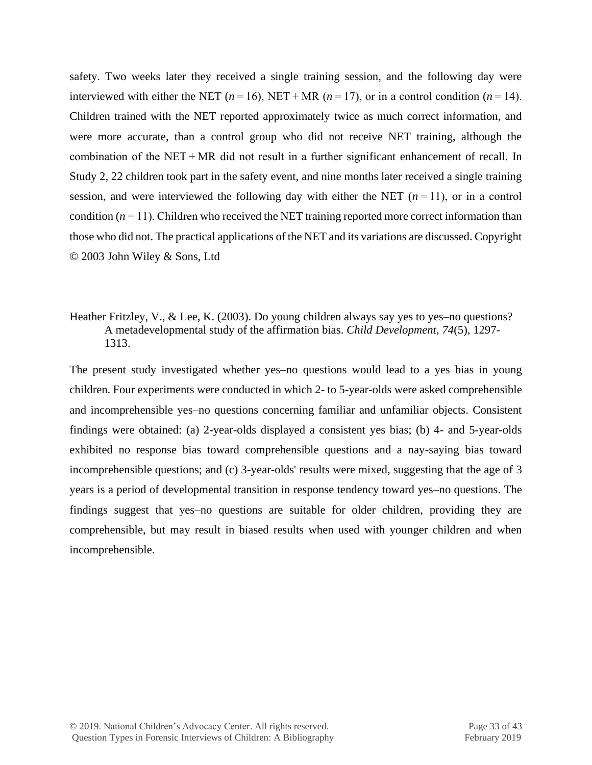safety. Two weeks later they received a single training session, and the following day were interviewed with either the NET ($n = 16$), NET + MR ($n = 17$), or in a control condition ($n = 14$). Children trained with the NET reported approximately twice as much correct information, and were more accurate, than a control group who did not receive NET training, although the combination of the NET + MR did not result in a further significant enhancement of recall. In Study 2, 22 children took part in the safety event, and nine months later received a single training session, and were interviewed the following day with either the NET ($n = 11$), or in a control condition ($n = 11$). Children who received the NET training reported more correct information than those who did not. The practical applications of the NET and its variations are discussed. Copyright © 2003 John Wiley & Sons, Ltd

Heather Fritzley, V., & Lee, K. (2003). Do young children always say yes to yes–no questions? A metadevelopmental study of the affirmation bias. *Child Development*, *74*(5), 1297-1313.

The present study investigated whether yes–no questions would lead to a yes bias in young children. Four experiments were conducted in which 2- to 5-year-olds were asked comprehensible and incomprehensible yes–no questions concerning familiar and unfamiliar objects. Consistent findings were obtained: (a) 2-year-olds displayed a consistent yes bias; (b) 4- and 5-year-olds exhibited no response bias toward comprehensible questions and a nay-saying bias toward incomprehensible questions; and (c) 3-year-olds' results were mixed, suggesting that the age of 3 years is a period of developmental transition in response tendency toward yes–no questions. The findings suggest that yes–no questions are suitable for older children, providing they are comprehensible, but may result in biased results when used with younger children and when incomprehensible.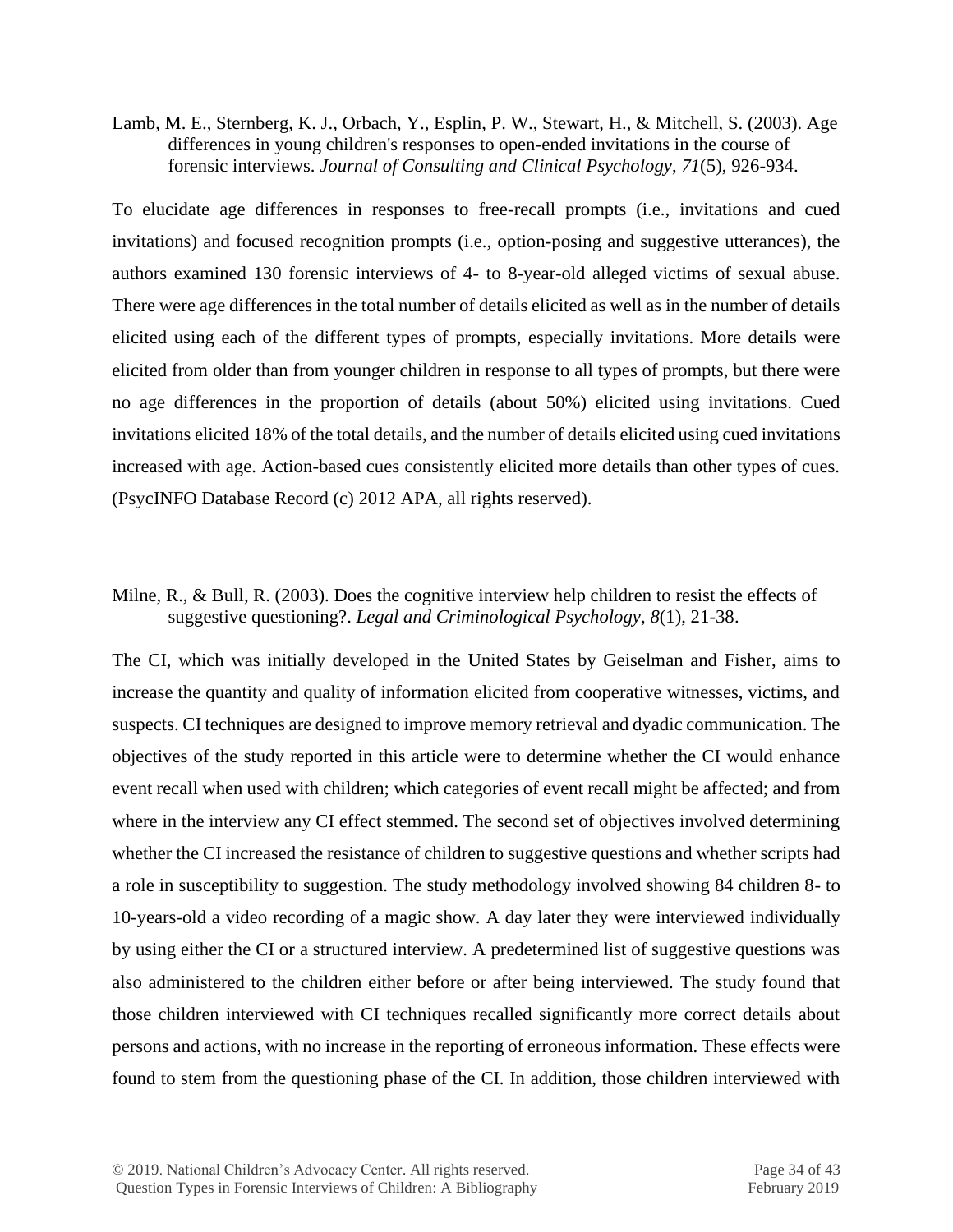Lamb, M. E., Sternberg, K. J., Orbach, Y., Esplin, P. W., Stewart, H., & Mitchell, S. (2003). Age differences in young children's responses to open-ended invitations in the course of forensic interviews. *Journal of Consulting and Clinical Psychology, 71*(5), 926-934.

To elucidate age differences in responses to free-recall prompts (i.e., invitations and cued invitations) and focused recognition prompts (i.e., option-posing and suggestive utterances), the authors examined 130 forensic interviews of 4- to 8-year-old alleged victims of sexual abuse. There were age differences in the total number of details elicited as well as in the number of details elicited using each of the different types of prompts, especially invitations. More details were elicited from older than from younger children in response to all types of prompts, but there were no age differences in the proportion of details (about 50%) elicited using invitations. Cued invitations elicited 18% of the total details, and the number of details elicited using cued invitations increased with age. Action-based cues consistently elicited more details than other types of cues. (PsycINFO Database Record (c) 2012 APA, all rights reserved).

Milne, R., & Bull, R. (2003). Does the cognitive interview help children to resist the effects of suggestive questioning?. *Legal and Criminological Psychology, 8*(1), 21-38.

The CI, which was initially developed in the United States by Geiselman and Fisher, aims to increase the quantity and quality of information elicited from cooperative witnesses, victims, and suspects. CI techniques are designed to improve memory retrieval and dyadic communication. The objectives of the study reported in this article were to determine whether the CI would enhance event recall when used with children; which categories of event recall might be affected; and from where in the interview any CI effect stemmed. The second set of objectives involved determining whether the CI increased the resistance of children to suggestive questions and whether scripts had a role in susceptibility to suggestion. The study methodology involved showing 84 children 8- to 10-years-old a video recording of a magic show. A day later they were interviewed individually by using either the CI or a structured interview. A predetermined list of suggestive questions was also administered to the children either before or after being interviewed. The study found that those children interviewed with CI techniques recalled significantly more correct details about persons and actions, with no increase in the reporting of erroneous information. These effects were found to stem from the questioning phase of the CI. In addition, those children interviewed with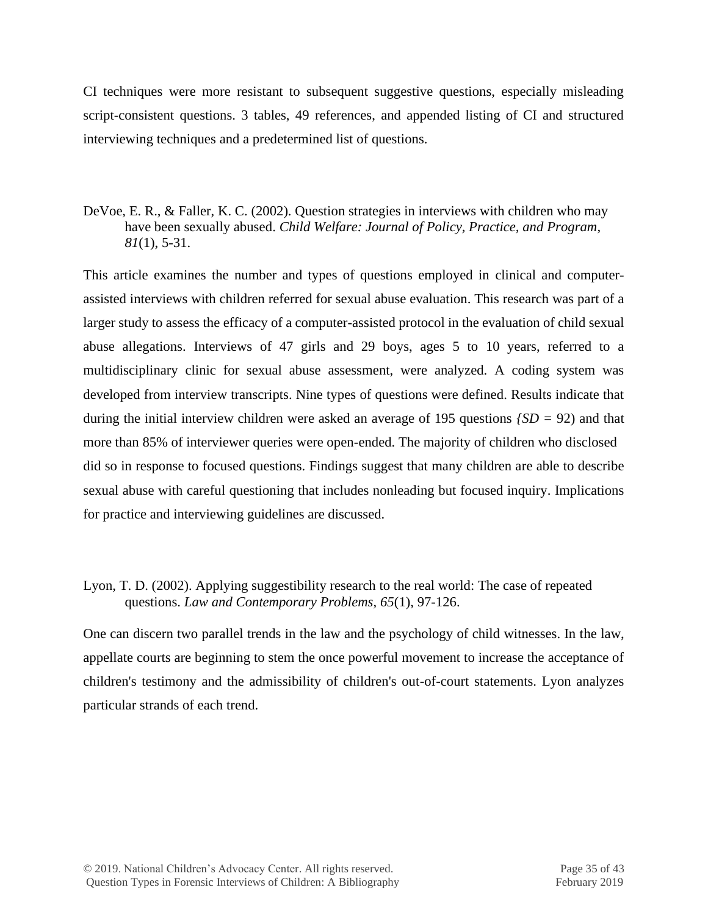CI techniques were more resistant to subsequent suggestive questions, especially misleading script-consistent questions. 3 tables, 49 references, and appended listing of CI and structured interviewing techniques and a predetermined list of questions.

DeVoe, E. R., & Faller, K. C. (2002). Question strategies in interviews with children who may have been sexually abused. *Child Welfare: Journal of Policy, Practice, and Program*, *81*(1), 5-31.

This article examines the number and types of questions employed in clinical and computer-assisted interviews with children referred for sexual abuse evaluation. This research was part of a larger study to assess the efficacy of a computer-assisted protocol in the evaluation of child sexual abuse allegations. Interviews of 47 girls and 29 boys, ages 5 to 10 years, referred to a multidisciplinary clinic for sexual abuse assessment, were analyzed. A coding system was developed from interview transcripts. Nine types of questions were defined. Results indicate that during the initial interview children were asked an average of 195 questions {*SD* = 92) and that more than 85% of interviewer queries were open-ended. The majority of children who disclosed did so in response to focused questions. Findings suggest that many children are able to describe sexual abuse with careful questioning that includes nonleading but focused inquiry. Implications for practice and interviewing guidelines are discussed.

Lyon, T. D. (2002). Applying suggestibility research to the real world: The case of repeated questions. *Law and Contemporary Problems*, *65*(1), 97-126.

One can discern two parallel trends in the law and the psychology of child witnesses. In the law, appellate courts are beginning to stem the once powerful movement to increase the acceptance of children's testimony and the admissibility of children's out-of-court statements. Lyon analyzes particular strands of each trend.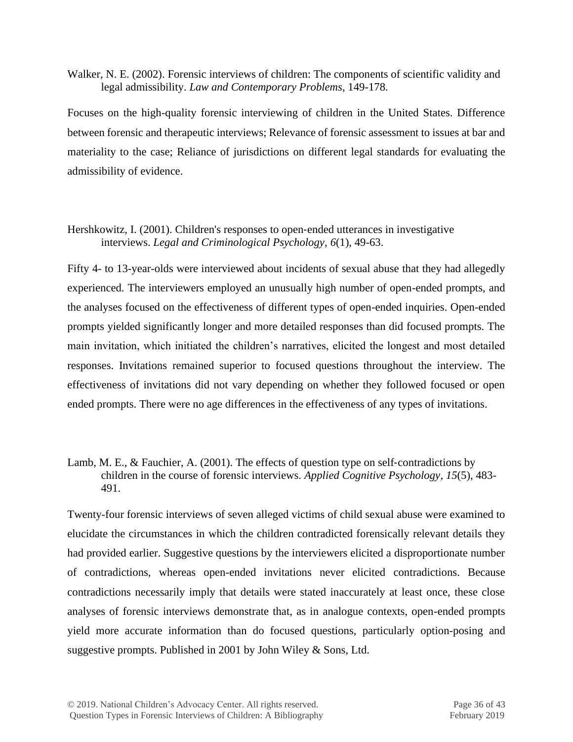Walker, N. E. (2002). Forensic interviews of children: The components of scientific validity and legal admissibility. *Law and Contemporary Problems*, 149-178.

Focuses on the high-quality forensic interviewing of children in the United States. Difference between forensic and therapeutic interviews; Relevance of forensic assessment to issues at bar and materiality to the case; Reliance of jurisdictions on different legal standards for evaluating the admissibility of evidence.

Hershkowitz, I. (2001). Children's responses to open‐ended utterances in investigative interviews. *Legal and Criminological Psychology*, *6*(1), 49-63.

Fifty 4- to 13-year-olds were interviewed about incidents of sexual abuse that they had allegedly experienced. The interviewers employed an unusually high number of open-ended prompts, and the analyses focused on the effectiveness of different types of open-ended inquiries. Open-ended prompts yielded significantly longer and more detailed responses than did focused prompts. The main invitation, which initiated the children's narratives, elicited the longest and most detailed responses. Invitations remained superior to focused questions throughout the interview. The effectiveness of invitations did not vary depending on whether they followed focused or open ended prompts. There were no age differences in the effectiveness of any types of invitations.

Lamb, M. E., & Fauchier, A. (2001). The effects of question type on self‐contradictions by children in the course of forensic interviews. *Applied Cognitive Psychology*, *15*(5), 483-491.

Twenty-four forensic interviews of seven alleged victims of child sexual abuse were examined to elucidate the circumstances in which the children contradicted forensically relevant details they had provided earlier. Suggestive questions by the interviewers elicited a disproportionate number of contradictions, whereas open-ended invitations never elicited contradictions. Because contradictions necessarily imply that details were stated inaccurately at least once, these close analyses of forensic interviews demonstrate that, as in analogue contexts, open-ended prompts yield more accurate information than do focused questions, particularly option-posing and suggestive prompts. Published in 2001 by John Wiley & Sons, Ltd.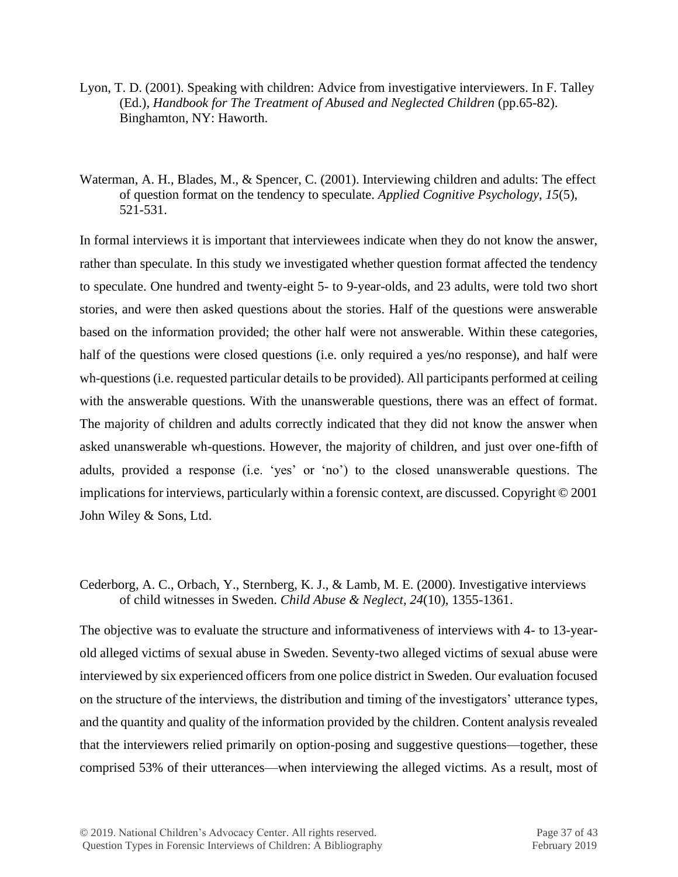Lyon, T. D. (2001). Speaking with children: Advice from investigative interviewers. In F. Talley (Ed.), *Handbook for The Treatment of Abused and Neglected Children* (pp.65-82). Binghamton, NY: Haworth.

Waterman, A. H., Blades, M., & Spencer, C. (2001). Interviewing children and adults: The effect of question format on the tendency to speculate. *Applied Cognitive Psychology*, *15*(5), 521-531.

In formal interviews it is important that interviewees indicate when they do not know the answer, rather than speculate. In this study we investigated whether question format affected the tendency to speculate. One hundred and twenty-eight 5- to 9-year-olds, and 23 adults, were told two short stories, and were then asked questions about the stories. Half of the questions were answerable based on the information provided; the other half were not answerable. Within these categories, half of the questions were closed questions (i.e. only required a yes/no response), and half were wh-questions (i.e. requested particular details to be provided). All participants performed at ceiling with the answerable questions. With the unanswerable questions, there was an effect of format. The majority of children and adults correctly indicated that they did not know the answer when asked unanswerable wh-questions. However, the majority of children, and just over one-fifth of adults, provided a response (i.e. 'yes' or 'no') to the closed unanswerable questions. The implications for interviews, particularly within a forensic context, are discussed. Copyright © 2001 John Wiley & Sons, Ltd.

Cederborg, A. C., Orbach, Y., Sternberg, K. J., & Lamb, M. E. (2000). Investigative interviews of child witnesses in Sweden. *Child Abuse & Neglect*, *24*(10), 1355-1361.

The objective was to evaluate the structure and informativeness of interviews with 4- to 13-year-old alleged victims of sexual abuse in Sweden. Seventy-two alleged victims of sexual abuse were interviewed by six experienced officers from one police district in Sweden. Our evaluation focused on the structure of the interviews, the distribution and timing of the investigators' utterance types, and the quantity and quality of the information provided by the children. Content analysis revealed that the interviewers relied primarily on option-posing and suggestive questions—together, these comprised 53% of their utterances—when interviewing the alleged victims. As a result, most of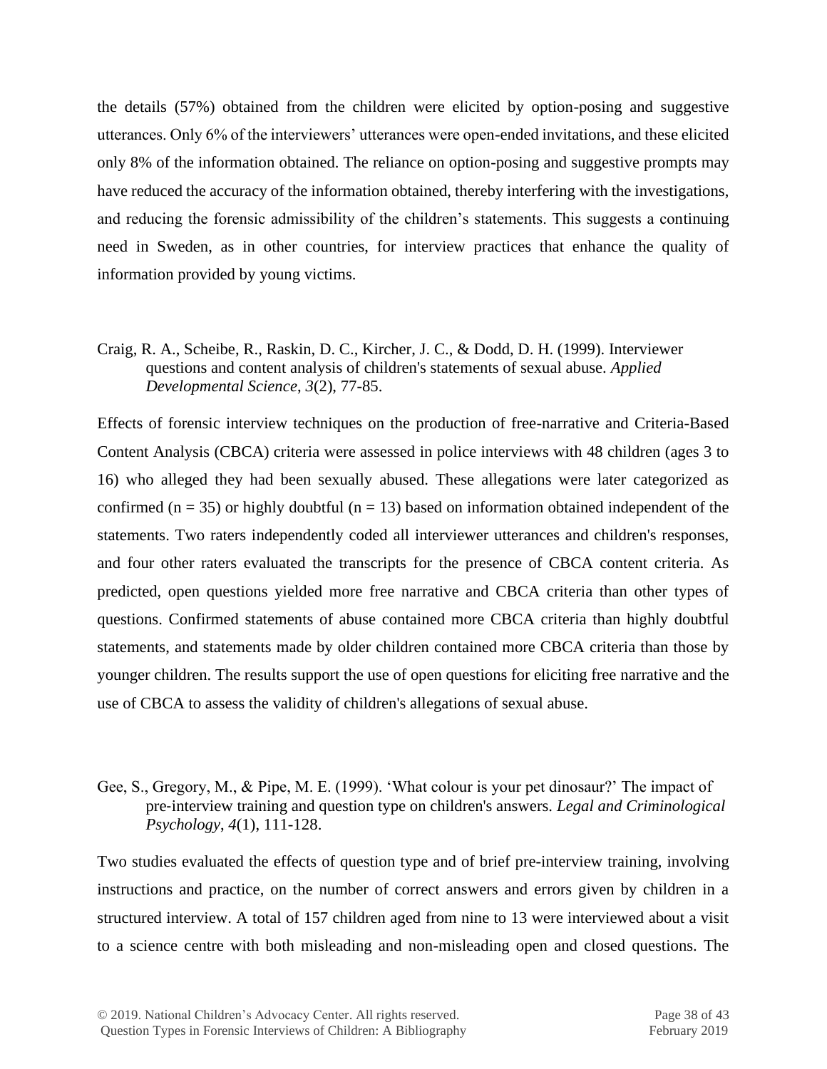the details (57%) obtained from the children were elicited by option-posing and suggestive utterances. Only 6% of the interviewers' utterances were open-ended invitations, and these elicited only 8% of the information obtained. The reliance on option-posing and suggestive prompts may have reduced the accuracy of the information obtained, thereby interfering with the investigations, and reducing the forensic admissibility of the children's statements. This suggests a continuing need in Sweden, as in other countries, for interview practices that enhance the quality of information provided by young victims.

Craig, R. A., Scheibe, R., Raskin, D. C., Kircher, J. C., & Dodd, D. H. (1999). Interviewer questions and content analysis of children's statements of sexual abuse. *Applied Developmental Science, 3*(2), 77-85.

Effects of forensic interview techniques on the production of free-narrative and Criteria-Based Content Analysis (CBCA) criteria were assessed in police interviews with 48 children (ages 3 to 16) who alleged they had been sexually abused. These allegations were later categorized as confirmed ($n = 35$) or highly doubtful ($n = 13$) based on information obtained independent of the statements. Two raters independently coded all interviewer utterances and children's responses, and four other raters evaluated the transcripts for the presence of CBCA content criteria. As predicted, open questions yielded more free narrative and CBCA criteria than other types of questions. Confirmed statements of abuse contained more CBCA criteria than highly doubtful statements, and statements made by older children contained more CBCA criteria than those by younger children. The results support the use of open questions for eliciting free narrative and the use of CBCA to assess the validity of children's allegations of sexual abuse.

Gee, S., Gregory, M., & Pipe, M. E. (1999). 'What colour is your pet dinosaur?' The impact of pre-interview training and question type on children's answers. *Legal and Criminological Psychology, 4*(1), 111-128.

Two studies evaluated the effects of question type and of brief pre-interview training, involving instructions and practice, on the number of correct answers and errors given by children in a structured interview. A total of 157 children aged from nine to 13 were interviewed about a visit to a science centre with both misleading and non-misleading open and closed questions. The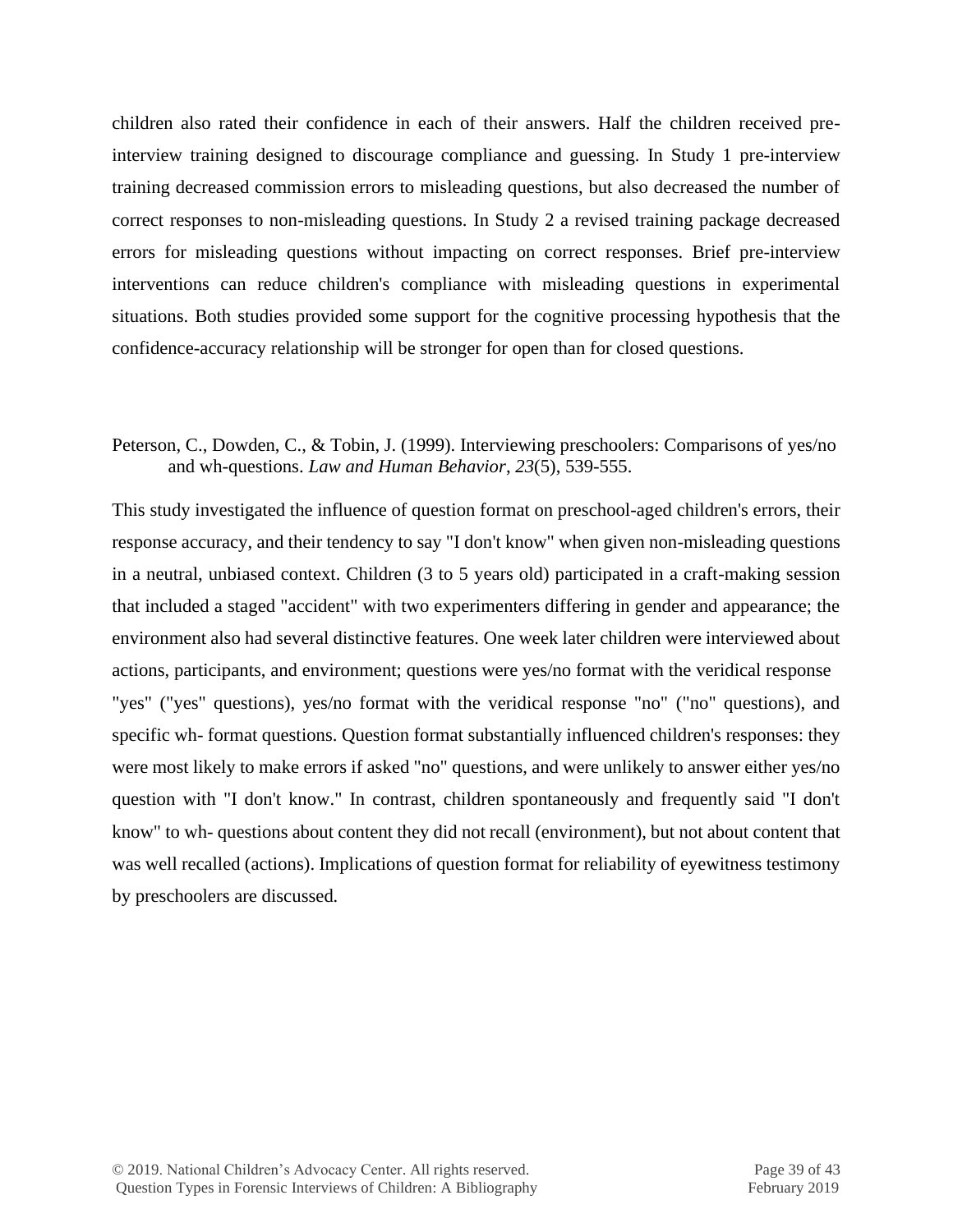children also rated their confidence in each of their answers. Half the children received pre-interview training designed to discourage compliance and guessing. In Study 1 pre-interview training decreased commission errors to misleading questions, but also decreased the number of correct responses to non-misleading questions. In Study 2 a revised training package decreased errors for misleading questions without impacting on correct responses. Brief pre-interview interventions can reduce children's compliance with misleading questions in experimental situations. Both studies provided some support for the cognitive processing hypothesis that the confidence-accuracy relationship will be stronger for open than for closed questions.

Peterson, C., Dowden, C., & Tobin, J. (1999). Interviewing preschoolers: Comparisons of yes/no and wh-questions. *Law and Human Behavior*, *23*(5), 539-555.

This study investigated the influence of question format on preschool-aged children's errors, their response accuracy, and their tendency to say "I don't know" when given non-misleading questions in a neutral, unbiased context. Children (3 to 5 years old) participated in a craft-making session that included a staged "accident" with two experimenters differing in gender and appearance; the environment also had several distinctive features. One week later children were interviewed about actions, participants, and environment; questions were yes/no format with the veridical response "yes" ("yes" questions), yes/no format with the veridical response "no" ("no" questions), and specific wh- format questions. Question format substantially influenced children's responses: they were most likely to make errors if asked "no" questions, and were unlikely to answer either yes/no question with "I don't know." In contrast, children spontaneously and frequently said "I don't know" to wh- questions about content they did not recall (environment), but not about content that was well recalled (actions). Implications of question format for reliability of eyewitness testimony by preschoolers are discussed.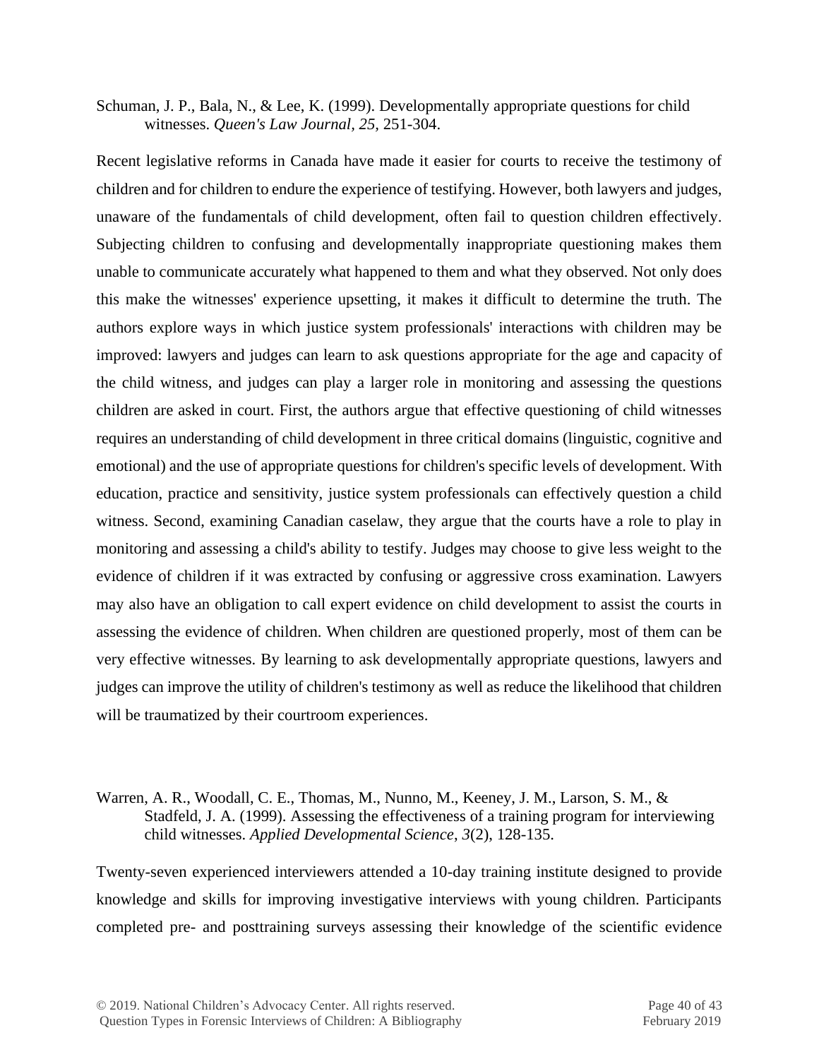Schuman, J. P., Bala, N., & Lee, K. (1999). Developmentally appropriate questions for child witnesses. *Queen's Law Journal, 25*, 251-304.

Recent legislative reforms in Canada have made it easier for courts to receive the testimony of children and for children to endure the experience of testifying. However, both lawyers and judges, unaware of the fundamentals of child development, often fail to question children effectively. Subjecting children to confusing and developmentally inappropriate questioning makes them unable to communicate accurately what happened to them and what they observed. Not only does this make the witnesses' experience upsetting, it makes it difficult to determine the truth. The authors explore ways in which justice system professionals' interactions with children may be improved: lawyers and judges can learn to ask questions appropriate for the age and capacity of the child witness, and judges can play a larger role in monitoring and assessing the questions children are asked in court. First, the authors argue that effective questioning of child witnesses requires an understanding of child development in three critical domains (linguistic, cognitive and emotional) and the use of appropriate questions for children's specific levels of development. With education, practice and sensitivity, justice system professionals can effectively question a child witness. Second, examining Canadian caselaw, they argue that the courts have a role to play in monitoring and assessing a child's ability to testify. Judges may choose to give less weight to the evidence of children if it was extracted by confusing or aggressive cross examination. Lawyers may also have an obligation to call expert evidence on child development to assist the courts in assessing the evidence of children. When children are questioned properly, most of them can be very effective witnesses. By learning to ask developmentally appropriate questions, lawyers and judges can improve the utility of children's testimony as well as reduce the likelihood that children will be traumatized by their courtroom experiences.

Warren, A. R., Woodall, C. E., Thomas, M., Nunno, M., Keeney, J. M., Larson, S. M., & Stadfeld, J. A. (1999). Assessing the effectiveness of a training program for interviewing child witnesses. *Applied Developmental Science*, *3*(2), 128-135.

Twenty-seven experienced interviewers attended a 10-day training institute designed to provide knowledge and skills for improving investigative interviews with young children. Participants completed pre- and posttraining surveys assessing their knowledge of the scientific evidence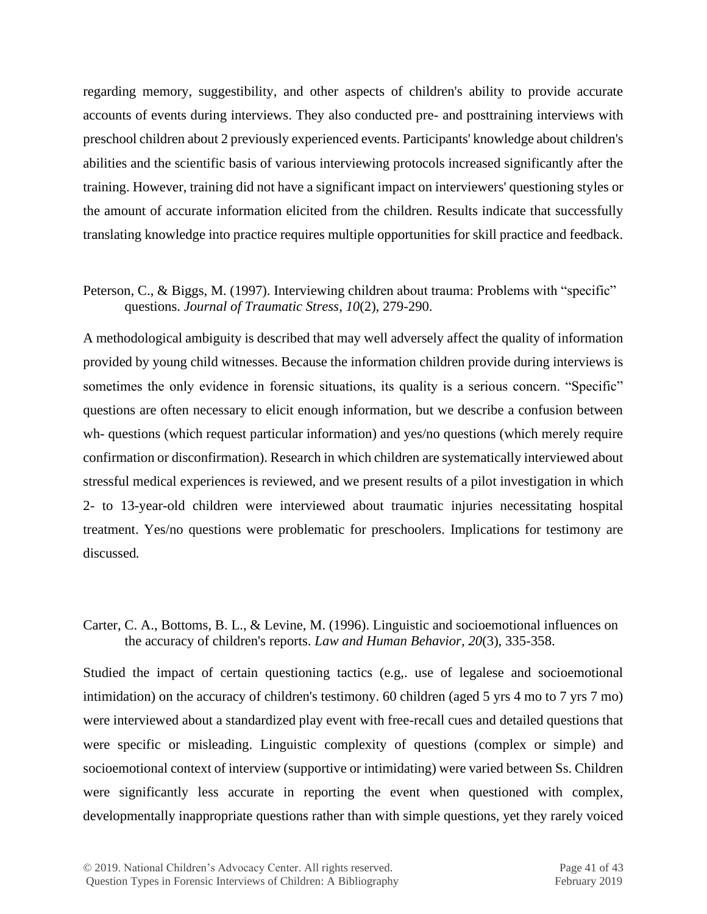regarding memory, suggestibility, and other aspects of children's ability to provide accurate accounts of events during interviews. They also conducted pre- and posttraining interviews with preschool children about 2 previously experienced events. Participants' knowledge about children's abilities and the scientific basis of various interviewing protocols increased significantly after the training. However, training did not have a significant impact on interviewers' questioning styles or the amount of accurate information elicited from the children. Results indicate that successfully translating knowledge into practice requires multiple opportunities for skill practice and feedback.

Peterson, C., & Biggs, M. (1997). Interviewing children about trauma: Problems with "specific" questions. *Journal of Traumatic Stress*, *10*(2), 279-290.

A methodological ambiguity is described that may well adversely affect the quality of information provided by young child witnesses. Because the information children provide during interviews is sometimes the only evidence in forensic situations, its quality is a serious concern. "Specific" questions are often necessary to elicit enough information, but we describe a confusion between wh- questions (which request particular information) and yes/no questions (which merely require confirmation or disconfirmation). Research in which children are systematically interviewed about stressful medical experiences is reviewed, and we present results of a pilot investigation in which 2- to 13-year-old children were interviewed about traumatic injuries necessitating hospital treatment. Yes/no questions were problematic for preschoolers. Implications for testimony are discussed.

Carter, C. A., Bottoms, B. L., & Levine, M. (1996). Linguistic and socioemotional influences on the accuracy of children's reports. *Law and Human Behavior, 20*(3), 335-358.

Studied the impact of certain questioning tactics (e.g,. use of legalese and socioemotional intimidation) on the accuracy of children's testimony. 60 children (aged 5 yrs 4 mo to 7 yrs 7 mo) were interviewed about a standardized play event with free-recall cues and detailed questions that were specific or misleading. Linguistic complexity of questions (complex or simple) and socioemotional context of interview (supportive or intimidating) were varied between Ss. Children were significantly less accurate in reporting the event when questioned with complex, developmentally inappropriate questions rather than with simple questions, yet they rarely voiced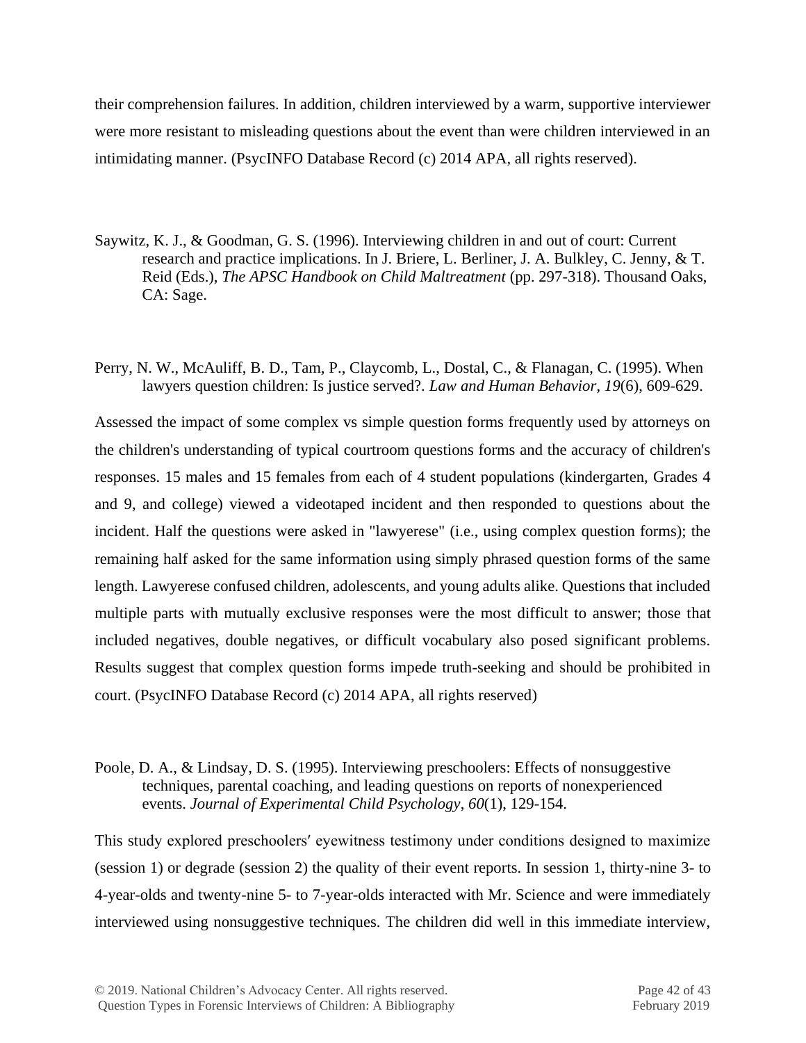their comprehension failures. In addition, children interviewed by a warm, supportive interviewer were more resistant to misleading questions about the event than were children interviewed in an intimidating manner. (PsycINFO Database Record (c) 2014 APA, all rights reserved).

Saywitz, K. J., & Goodman, G. S. (1996). Interviewing children in and out of court: Current research and practice implications. In J. Briere, L. Berliner, J. A. Bulkley, C. Jenny, & T. Reid (Eds.), *The APSC Handbook on Child Maltreatment* (pp. 297-318). Thousand Oaks, CA: Sage.

Perry, N. W., McAuliff, B. D., Tam, P., Claycomb, L., Dostal, C., & Flanagan, C. (1995). When lawyers question children: Is justice served?. *Law and Human Behavior, 19*(6), 609-629.

Assessed the impact of some complex vs simple question forms frequently used by attorneys on the children's understanding of typical courtroom questions forms and the accuracy of children's responses. 15 males and 15 females from each of 4 student populations (kindergarten, Grades 4 and 9, and college) viewed a videotaped incident and then responded to questions about the incident. Half the questions were asked in "lawyerese" (i.e., using complex question forms); the remaining half asked for the same information using simply phrased question forms of the same length. Lawyerese confused children, adolescents, and young adults alike. Questions that included multiple parts with mutually exclusive responses were the most difficult to answer; those that included negatives, double negatives, or difficult vocabulary also posed significant problems. Results suggest that complex question forms impede truth-seeking and should be prohibited in court. (PsycINFO Database Record (c) 2014 APA, all rights reserved)

Poole, D. A., & Lindsay, D. S. (1995). Interviewing preschoolers: Effects of nonsuggestive techniques, parental coaching, and leading questions on reports of nonexperienced events. *Journal of Experimental Child Psychology*, *60*(1), 129-154.

This study explored preschoolers′ eyewitness testimony under conditions designed to maximize (session 1) or degrade (session 2) the quality of their event reports. In session 1, thirty-nine 3- to 4-year-olds and twenty-nine 5- to 7-year-olds interacted with Mr. Science and were immediately interviewed using nonsuggestive techniques. The children did well in this immediate interview,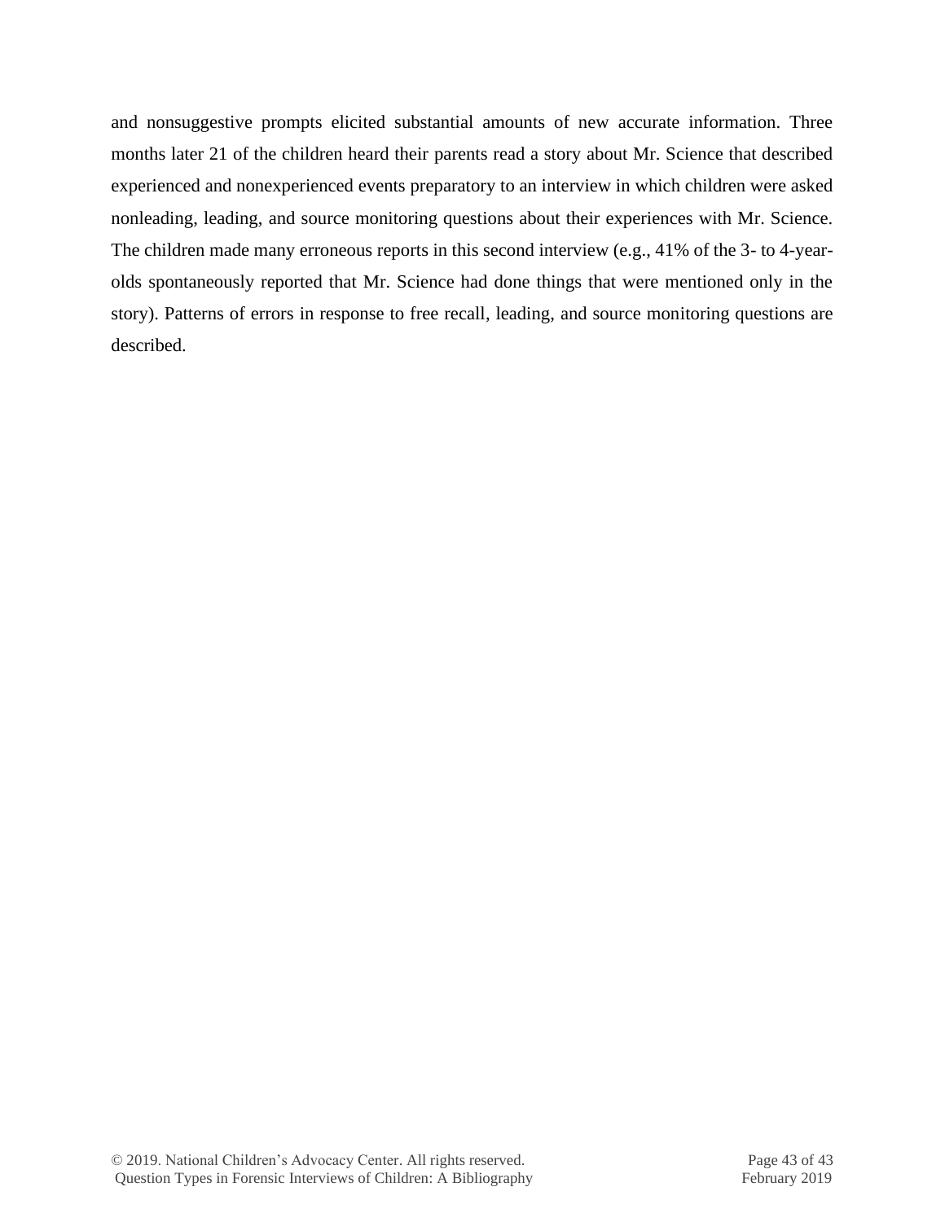and nonsuggestive prompts elicited substantial amounts of new accurate information. Three months later 21 of the children heard their parents read a story about Mr. Science that described experienced and nonexperienced events preparatory to an interview in which children were asked nonleading, leading, and source monitoring questions about their experiences with Mr. Science. The children made many erroneous reports in this second interview (e.g., 41% of the 3- to 4-year-olds spontaneously reported that Mr. Science had done things that were mentioned only in the story). Patterns of errors in response to free recall, leading, and source monitoring questions are described.